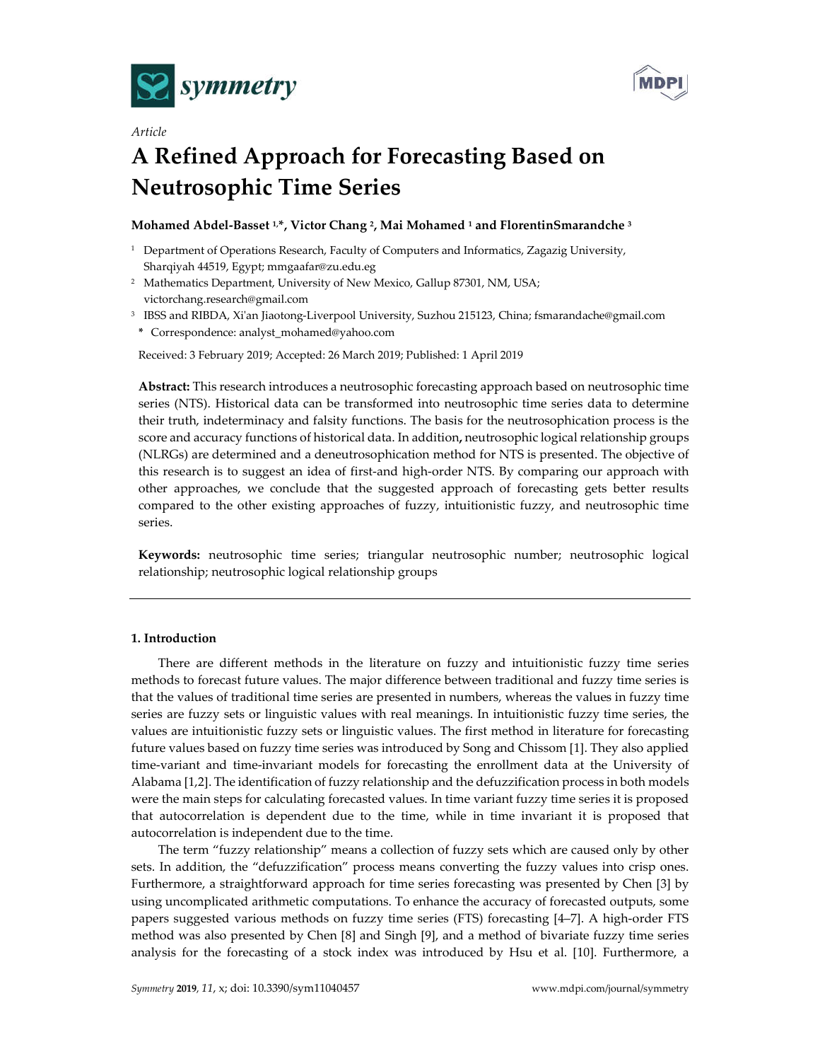*Article*

# A Refined Approach for Forecasting Based on Neutrosophic Time Series

**Mohamed Abdel-Basset [1,*], Victor Chang [2], Mai Mohamed [1] and FlorentinSmarandche [3]**

[1] Department of Operations Research, Faculty of Computers and Informatics, Zagazig University, Sharqiyah 44519, Egypt; mmgaafar@zu.edu.eg

[2] Mathematics Department, University of New Mexico, Gallup 87301, NM, USA; victorchang.research@gmail.com

[3] IBSS and RIBDA, Xi'an Jiaotong-Liverpool University, Suzhou 215123, China; fsmarandache@gmail.com

**\*** Correspondence: analyst_mohamed@yahoo.com

Received: 3 February 2019; Accepted: 26 March 2019; Published: 1 April 2019

**Abstract:** This research introduces a neutrosophic forecasting approach based on neutrosophic time series (NTS). Historical data can be transformed into neutrosophic time series data to determine their truth, indeterminacy and falsity functions. The basis for the neutrosophication process is the score and accuracy functions of historical data. In addition**,** neutrosophic logical relationship groups (NLRGs) are determined and a deneutrosophication method for NTS is presented. The objective of this research is to suggest an idea of first-and high-order NTS. By comparing our approach with other approaches, we conclude that the suggested approach of forecasting gets better results compared to the other existing approaches of fuzzy, intuitionistic fuzzy, and neutrosophic time series.

**Keywords:** neutrosophic time series; triangular neutrosophic number; neutrosophic logical relationship; neutrosophic logical relationship groups

## 1. Introduction

There are different methods in the literature on fuzzy and intuitionistic fuzzy time series methods to forecast future values. The major difference between traditional and fuzzy time series is that the values of traditional time series are presented in numbers, whereas the values in fuzzy time series are fuzzy sets or linguistic values with real meanings. In intuitionistic fuzzy time series, the values are intuitionistic fuzzy sets or linguistic values. The first method in literature for forecasting future values based on fuzzy time series was introduced by Song and Chissom [1]. They also applied time-variant and time-invariant models for forecasting the enrollment data at the University of Alabama [1,2]. The identification of fuzzy relationship and the defuzzification process in both models were the main steps for calculating forecasted values. In time variant fuzzy time series it is proposed that autocorrelation is dependent due to the time, while in time invariant it is proposed that autocorrelation is independent due to the time.

The term "fuzzy relationship" means a collection of fuzzy sets which are caused only by other sets. In addition, the "defuzzification" process means converting the fuzzy values into crisp ones. Furthermore, a straightforward approach for time series forecasting was presented by Chen [3] by using uncomplicated arithmetic computations. To enhance the accuracy of forecasted outputs, some papers suggested various methods on fuzzy time series (FTS) forecasting [4–7]. A high-order FTS method was also presented by Chen [8] and Singh [9], and a method of bivariate fuzzy time series analysis for the forecasting of a stock index was introduced by Hsu et al. [10]. Furthermore, a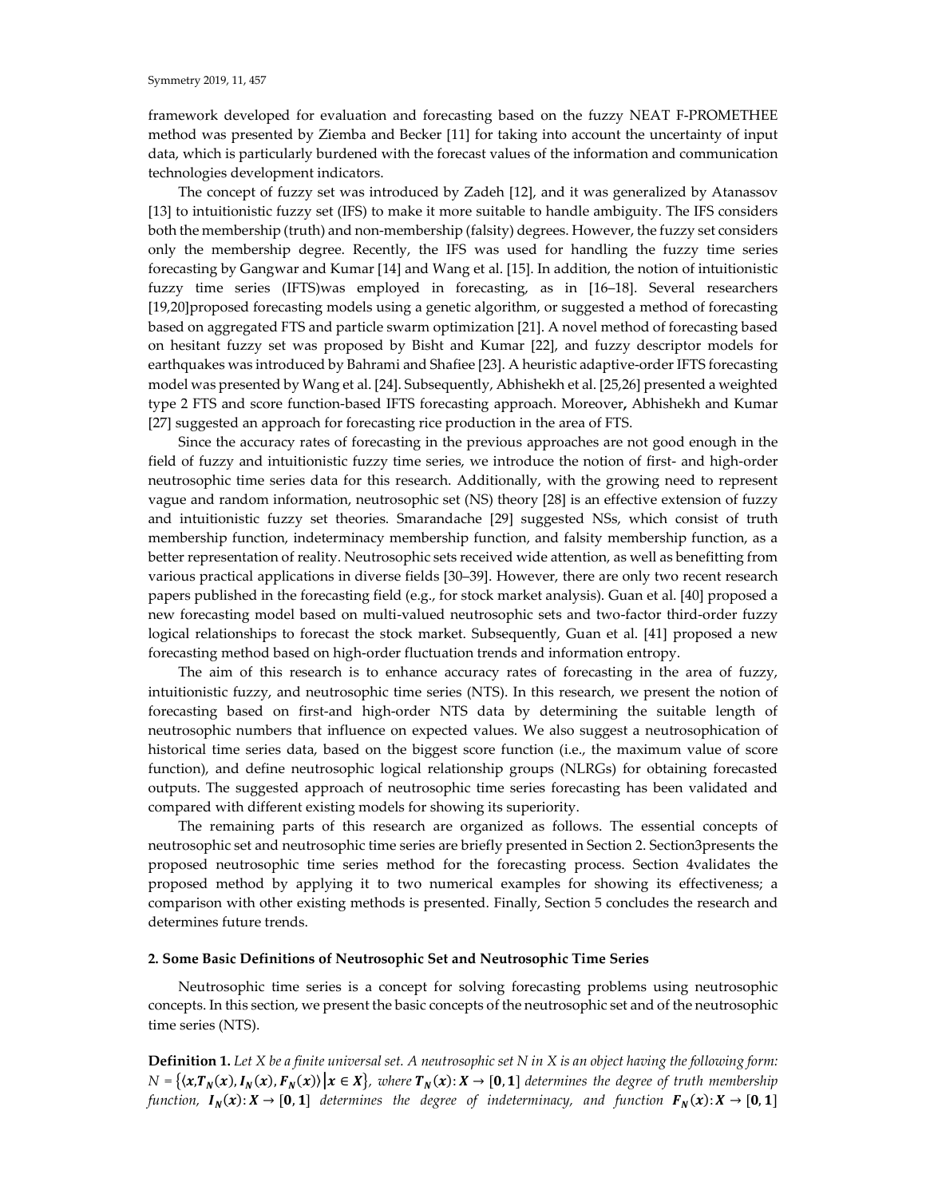framework developed for evaluation and forecasting based on the fuzzy NEAT F-PROMETHEE method was presented by Ziemba and Becker [11] for taking into account the uncertainty of input data, which is particularly burdened with the forecast values of the information and communication technologies development indicators.

The concept of fuzzy set was introduced by Zadeh [12], and it was generalized by Atanassov [13] to intuitionistic fuzzy set (IFS) to make it more suitable to handle ambiguity. The IFS considers both the membership (truth) and non-membership (falsity) degrees. However, the fuzzy set considers only the membership degree. Recently, the IFS was used for handling the fuzzy time series forecasting by Gangwar and Kumar [14] and Wang et al. [15]. In addition, the notion of intuitionistic fuzzy time series (IFTS)was employed in forecasting, as in [16–18]. Several researchers [19,20]proposed forecasting models using a genetic algorithm, or suggested a method of forecasting based on aggregated FTS and particle swarm optimization [21]. A novel method of forecasting based on hesitant fuzzy set was proposed by Bisht and Kumar [22], and fuzzy descriptor models for earthquakes was introduced by Bahrami and Shafiee [23]. A heuristic adaptive-order IFTS forecasting model was presented by Wang et al. [24]. Subsequently, Abhishekh et al. [25,26] presented a weighted type 2 FTS and score function-based IFTS forecasting approach. Moreover**,** Abhishekh and Kumar [27] suggested an approach for forecasting rice production in the area of FTS.

Since the accuracy rates of forecasting in the previous approaches are not good enough in the field of fuzzy and intuitionistic fuzzy time series, we introduce the notion of first- and high-order neutrosophic time series data for this research. Additionally, with the growing need to represent vague and random information, neutrosophic set (NS) theory [28] is an effective extension of fuzzy and intuitionistic fuzzy set theories. Smarandache [29] suggested NSs, which consist of truth membership function, indeterminacy membership function, and falsity membership function, as a better representation of reality. Neutrosophic sets received wide attention, as well as benefitting from various practical applications in diverse fields [30–39]. However, there are only two recent research papers published in the forecasting field (e.g., for stock market analysis). Guan et al. [40] proposed a new forecasting model based on multi-valued neutrosophic sets and two-factor third-order fuzzy logical relationships to forecast the stock market. Subsequently, Guan et al. [41] proposed a new forecasting method based on high-order fluctuation trends and information entropy.

The aim of this research is to enhance accuracy rates of forecasting in the area of fuzzy, intuitionistic fuzzy, and neutrosophic time series (NTS). In this research, we present the notion of forecasting based on first-and high-order NTS data by determining the suitable length of neutrosophic numbers that influence on expected values. We also suggest a neutrosophication of historical time series data, based on the biggest score function (i.e., the maximum value of score function), and define neutrosophic logical relationship groups (NLRGs) for obtaining forecasted outputs. The suggested approach of neutrosophic time series forecasting has been validated and compared with different existing models for showing its superiority.

The remaining parts of this research are organized as follows. The essential concepts of neutrosophic set and neutrosophic time series are briefly presented in Section 2. Section3presents the proposed neutrosophic time series method for the forecasting process. Section 4validates the proposed method by applying it to two numerical examples for showing its effectiveness; a comparison with other existing methods is presented. Finally, Section 5 concludes the research and determines future trends.

## 2. Some Basic Definitions of Neutrosophic Set and Neutrosophic Time Series

Neutrosophic time series is a concept for solving forecasting problems using neutrosophic concepts. In this section, we present the basic concepts of the neutrosophic set and of the neutrosophic time series (NTS).

**Definition 1.** *Let X be a finite universal set. A neutrosophic set N in X is an object having the following form:* $N = \{\langle x, T_N(x), I_N(x), F_N(x)\rangle \mid x \in X\}$*, where* $T_N(x): X \to [0,1]$ *determines the degree of truth membership function,* $I_N(x): X \to [0,1]$ *determines the degree of indeterminacy, and function* $F_N(x): X \to [0,1]$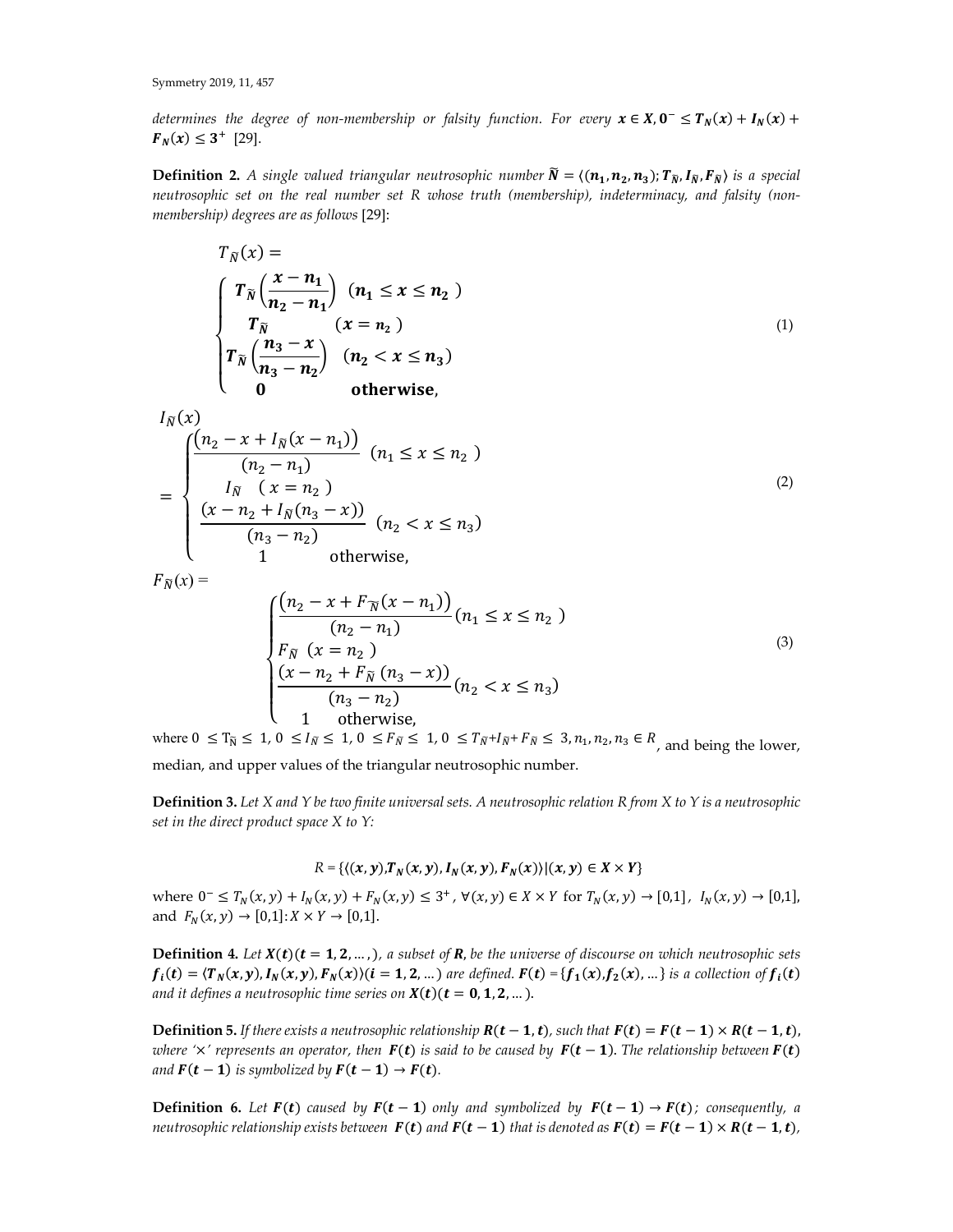determines the degree of non-membership or falsity function. For every $x \in X, 0^- \le T_N(x) + I_N(x) + F_N(x) \le 3^+$ [29].

**Definition 2.** *A single valued triangular neutrosophic number $\tilde{N} = \langle (n_1, n_2, n_3); T_{\tilde{N}}, I_{\tilde{N}}, F_{\tilde{N}} \rangle$ is a special neutrosophic set on the real number set R whose truth (membership), indeterminacy, and falsity (non-membership) degrees are as follows* [29]:

$$T_{\tilde{N}}(x) = \begin{cases} T_{\tilde{N}}\left(\dfrac{x - n_1}{n_2 - n_1}\right) & (n_1 \le x \le n_2) \\ T_{\tilde{N}} & (x = n_2) \\ T_{\tilde{N}}\left(\dfrac{n_3 - x}{n_3 - n_2}\right) & (n_2 < x \le n_3) \\ 0 & \text{otherwise}, \end{cases} \tag{1}$$

$$I_{\tilde{N}}(x) = \begin{cases} \dfrac{\left(n_2 - x + I_{\tilde{N}}(x - n_1)\right)}{(n_2 - n_1)} & (n_1 \le x \le n_2) \\ I_{\tilde{N}} & (x = n_2) \\ \dfrac{(x - n_2 + I_{\tilde{N}}(n_3 - x))}{(n_3 - n_2)} & (n_2 < x \le n_3) \\ 1 & \text{otherwise}, \end{cases} \tag{2}$$

$$F_{\tilde{N}}(x) = \begin{cases} \dfrac{\left(n_2 - x + F_{\tilde{N}}(x - n_1)\right)}{(n_2 - n_1)} & (n_1 \le x \le n_2) \\ F_{\tilde{N}} & (x = n_2) \\ \dfrac{(x - n_2 + F_{\tilde{N}}(n_3 - x))}{(n_3 - n_2)} & (n_2 < x \le n_3) \\ 1 & \text{otherwise}, \end{cases} \tag{3}$$

where $0 \le T_{\tilde{N}} \le 1$, $0 \le I_{\tilde{N}} \le 1$, $0 \le F_{\tilde{N}} \le 1$, $0 \le T_{\tilde{N}} + I_{\tilde{N}} + F_{\tilde{N}} \le 3$, $n_1, n_2, n_3 \in R$, and being the lower, median, and upper values of the triangular neutrosophic number.

**Definition 3.** *Let X and Y be two finite universal sets. A neutrosophic relation R from X to Y is a neutrosophic set in the direct product space X to Y:*

$$R = \{\langle (x, y), T_N(x, y), I_N(x, y), F_N(x) \rangle | (x, y) \in X \times Y\}$$

where $0^- \le T_N(x, y) + I_N(x, y) + F_N(x, y) \le 3^+$, $\forall (x, y) \in X \times Y$ for $T_N(x, y) \to [0,1]$, $I_N(x, y) \to [0,1]$, and $F_N(x, y) \to [0,1]: X \times Y \to [0,1]$.

**Definition 4.** *Let $X(t)(t = 1, 2, \ldots,)$, a subset of $R$, be the universe of discourse on which neutrosophic sets $f_i(t) = \langle T_N(x, y), I_N(x, y), F_N(x) \rangle (i = 1, 2, \ldots)$ are defined. $F(t) = \{f_1(x), f_2(x), \ldots\}$ is a collection of $f_i(t)$ and it defines a neutrosophic time series on $X(t)(t = 0, 1, 2, \ldots)$.*

**Definition 5.** *If there exists a neutrosophic relationship $R(t-1, t)$, such that $F(t) = F(t-1) \times R(t-1, t)$, where '×' represents an operator, then $F(t)$ is said to be caused by $F(t-1)$. The relationship between $F(t)$ and $F(t-1)$ is symbolized by $F(t-1) \to F(t)$.*

**Definition 6.** *Let $F(t)$ caused by $F(t-1)$ only and symbolized by $F(t-1) \to F(t)$; consequently, a neutrosophic relationship exists between $F(t)$ and $F(t-1)$ that is denoted as $F(t) = F(t-1) \times R(t-1, t)$,*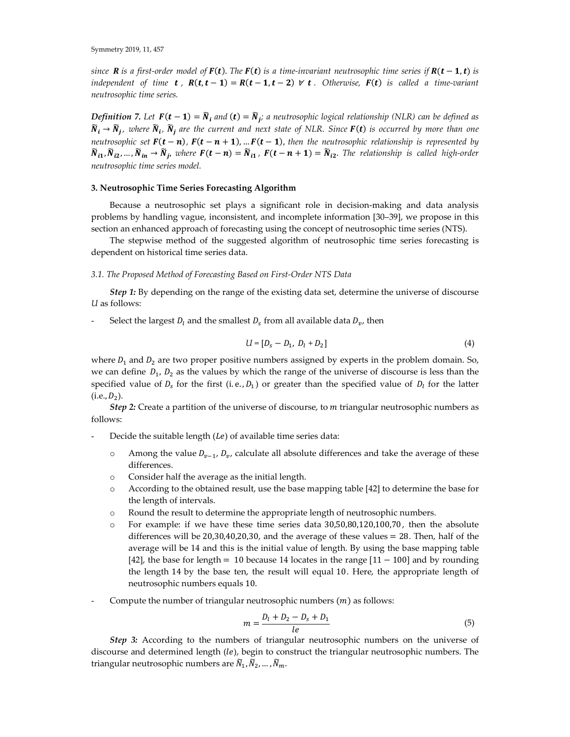*since* $\boldsymbol{R}$ *is a first-order model of* $\boldsymbol{F(t)}$*. The* $\boldsymbol{F(t)}$ *is a time-invariant neutrosophic time series if* $\boldsymbol{R(t-1,t)}$ *is independent of time* $\boldsymbol{t}$, $\boldsymbol{R(t,t-1) = R(t-1,t-2)\ \forall\ t}$. *Otherwise,* $\boldsymbol{F(t)}$ *is called a time-variant neutrosophic time series.*

***Definition 7.*** *Let* $\boldsymbol{F(t-1) = \widetilde{N}_i}$ *and* $\boldsymbol{(t) = \widetilde{N}_j}$*; a neutrosophic logical relationship (NLR) can be defined as* $\boldsymbol{\widetilde{N}_i \to \widetilde{N}_j}$, *where* $\boldsymbol{\widetilde{N}_i}$, $\boldsymbol{\widetilde{N}_j}$ *are the current and next state of NLR. Since* $\boldsymbol{F(t)}$ *is occurred by more than one neutrosophic set* $\boldsymbol{F(t-n)}$, $\boldsymbol{F(t-n+1)}, \ldots \boldsymbol{F(t-1)}$, *then the neutrosophic relationship is represented by* $\boldsymbol{\widetilde{N}_{i1}, \widetilde{N}_{i2}, \ldots, \widetilde{N}_{in} \to \widetilde{N}_j}$, *where* $\boldsymbol{F(t-n) = \widetilde{N}_{i1}}$, $\boldsymbol{F(t-n+1) = \widetilde{N}_{i2}}$. *The relationship is called high-order neutrosophic time series model.*

## 3. Neutrosophic Time Series Forecasting Algorithm

Because a neutrosophic set plays a significant role in decision-making and data analysis problems by handling vague, inconsistent, and incomplete information [30–39], we propose in this section an enhanced approach of forecasting using the concept of neutrosophic time series (NTS).

The stepwise method of the suggested algorithm of neutrosophic time series forecasting is dependent on historical time series data.

### *3.1. The Proposed Method of Forecasting Based on First-Order NTS Data*

***Step 1:*** By depending on the range of the existing data set, determine the universe of discourse $U$ as follows:

- Select the largest $D_l$ and the smallest $D_s$ from all available data $D_v$, then

$$U = [D_s - D_1,\ D_l + D_2] \tag{4}$$

where $D_1$ and $D_2$ are two proper positive numbers assigned by experts in the problem domain. So, we can define $D_1$, $D_2$ as the values by which the range of the universe of discourse is less than the specified value of $D_s$ for the first $(\text{i.e.}, D_1)$ or greater than the specified value of $D_l$ for the latter $(\text{i.e.}, D_2)$.

***Step 2:*** Create a partition of the universe of discourse, to $m$ triangular neutrosophic numbers as follows:

- Decide the suitable length ($Le$) of available time series data:
    - Among the value $D_{v-1}$, $D_v$, calculate all absolute differences and take the average of these differences.
    - Consider half the average as the initial length.
    - According to the obtained result, use the base mapping table [42] to determine the base for the length of intervals.
    - Round the result to determine the appropriate length of neutrosophic numbers.
    - For example: if we have these time series data $30, 50, 80, 120, 100, 70$, then the absolute differences will be $20, 30, 40, 20, 30$, and the average of these values $= 28$. Then, half of the average will be 14 and this is the initial value of length. By using the base mapping table [42], the base for length $=$ 10 because 14 locates in the range $[11-100]$ and by rounding the length 14 by the base ten, the result will equal $10$. Here, the appropriate length of neutrosophic numbers equals 10.
- Compute the number of triangular neutrosophic numbers ($m$) as follows:

$$m = \frac{D_l + D_2 - D_s + D_1}{le} \tag{5}$$

***Step 3:*** According to the numbers of triangular neutrosophic numbers on the universe of discourse and determined length ($le$), begin to construct the triangular neutrosophic numbers. The triangular neutrosophic numbers are $\widetilde{N}_1, \widetilde{N}_2, \ldots, \widetilde{N}_m$.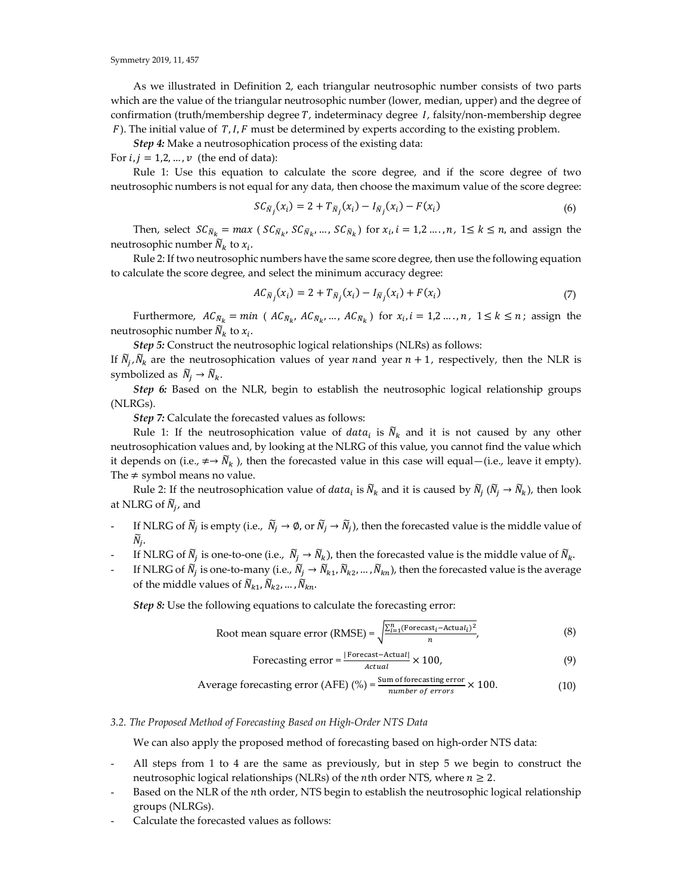As we illustrated in Definition 2, each triangular neutrosophic number consists of two parts which are the value of the triangular neutrosophic number (lower, median, upper) and the degree of confirmation (truth/membership degree $T$, indeterminacy degree $I$, falsity/non-membership degree $F$). The initial value of $T, I, F$ must be determined by experts according to the existing problem.

***Step 4:*** Make a neutrosophication process of the existing data:

For $i, j = 1,2, \ldots, v$ (the end of data):

Rule 1: Use this equation to calculate the score degree, and if the score degree of two neutrosophic numbers is not equal for any data, then choose the maximum value of the score degree:

$$SC_{\tilde{N}_j}(x_i) = 2 + T_{\tilde{N}_j}(x_i) - I_{\tilde{N}_j}(x_i) - F(x_i) \tag{6}$$

Then, select $SC_{\tilde{N}_k} = max\ (SC_{\tilde{N}_k}, SC_{\tilde{N}_k}, \ldots, SC_{\tilde{N}_k})$ for $x_i, i = 1,2 \ldots., n,\ 1 \leq k \leq n$, and assign the neutrosophic number $\tilde{N}_k$ to $x_i$.

Rule 2: If two neutrosophic numbers have the same score degree, then use the following equation to calculate the score degree, and select the minimum accuracy degree:

$$AC_{\tilde{N}_j}(x_i) = 2 + T_{\tilde{N}_j}(x_i) - I_{\tilde{N}_j}(x_i) + F(x_i) \tag{7}$$

Furthermore, $AC_{\tilde{N}_k} = min\ (AC_{\tilde{N}_k}, AC_{\tilde{N}_k}, \ldots, AC_{\tilde{N}_k})$ for $x_i, i = 1,2 \ldots., n,\ 1 \leq k \leq n$; assign the neutrosophic number $\tilde{N}_k$ to $x_i$.

***Step 5:*** Construct the neutrosophic logical relationships (NLRs) as follows:

If $\tilde{N}_j, \tilde{N}_k$ are the neutrosophication values of year $n$ and year $n+1$, respectively, then the NLR is symbolized as $\tilde{N}_j \rightarrow \tilde{N}_k$.

***Step 6:*** Based on the NLR, begin to establish the neutrosophic logical relationship groups (NLRGs).

***Step 7:*** Calculate the forecasted values as follows:

Rule 1: If the neutrosophication value of $data_i$ is $\tilde{N}_k$ and it is not caused by any other neutrosophication values and, by looking at the NLRG of this value, you cannot find the value which it depends on (i.e., $\neq\rightarrow \tilde{N}_k$), then the forecasted value in this case will equal—(i.e., leave it empty). The $\neq$ symbol means no value.

Rule 2: If the neutrosophication value of $data_i$ is $\tilde{N}_k$ and it is caused by $\tilde{N}_j$ ($\tilde{N}_j \rightarrow \tilde{N}_k$), then look at NLRG of $\tilde{N}_j$, and

- If NLRG of $\tilde{N}_j$ is empty (i.e., $\tilde{N}_j \rightarrow \emptyset$, or $\tilde{N}_j \rightarrow \tilde{N}_j$), then the forecasted value is the middle value of $\tilde{N}_j$.
- If NLRG of $\tilde{N}_j$ is one-to-one (i.e., $\tilde{N}_j \rightarrow \tilde{N}_k$), then the forecasted value is the middle value of $\tilde{N}_k$.
- If NLRG of $\tilde{N}_j$ is one-to-many (i.e., $\tilde{N}_j \rightarrow \tilde{N}_{k1}, \tilde{N}_{k2}, \ldots, \tilde{N}_{kn}$), then the forecasted value is the average of the middle values of $\tilde{N}_{k1}, \tilde{N}_{k2}, \ldots, \tilde{N}_{kn}$.

***Step 8:*** Use the following equations to calculate the forecasting error:

$$\text{Root mean square error (RMSE)} = \sqrt{\frac{\sum_{i=1}^{n}(\text{Forecast}_i - \text{Actual}_i)^2}{n}}, \tag{8}$$

$$\text{Forecasting error} = \frac{|\text{Forecast} - \text{Actual}|}{Actual} \times 100, \tag{9}$$

$$\text{Average forecasting error (AFE) (\%)} = \frac{\text{Sum of forecasting error}}{number\ of\ errors} \times 100. \tag{10}$$

### *3.2. The Proposed Method of Forecasting Based on High-Order NTS Data*

We can also apply the proposed method of forecasting based on high-order NTS data:

- All steps from 1 to 4 are the same as previously, but in step 5 we begin to construct the neutrosophic logical relationships (NLRs) of the $n$th order NTS, where $n \geq 2$.
- Based on the NLR of the $n$th order, NTS begin to establish the neutrosophic logical relationship groups (NLRGs).
- Calculate the forecasted values as follows: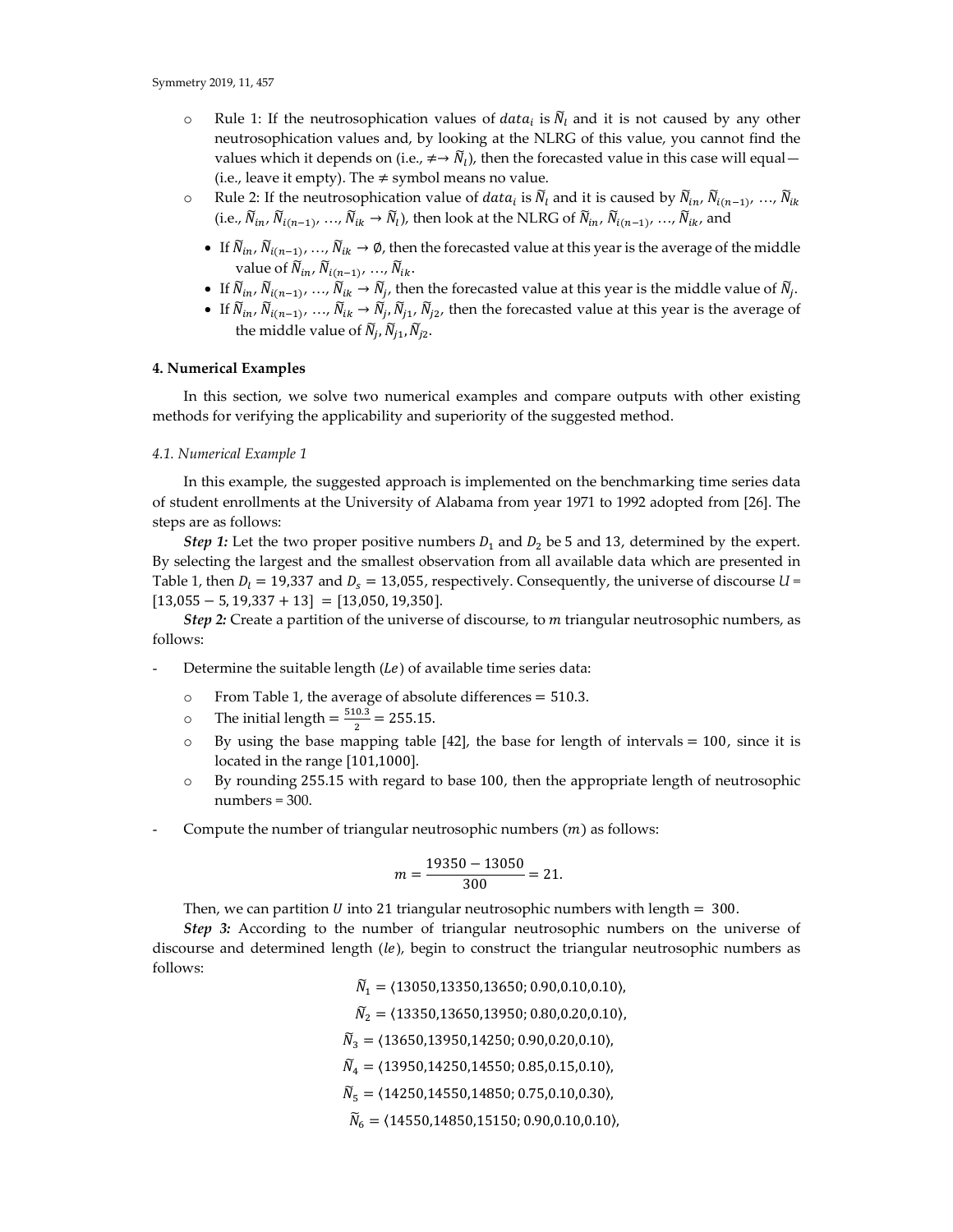- Rule 1: If the neutrosophication values of $data_i$ is $\widetilde{N}_l$ and it is not caused by any other neutrosophication values and, by looking at the NLRG of this value, you cannot find the values which it depends on (i.e., $\neq\rightarrow \widetilde{N}_l$), then the forecasted value in this case will equal— (i.e., leave it empty). The $\neq$ symbol means no value.
- Rule 2: If the neutrosophication value of $data_i$ is $\widetilde{N}_l$ and it is caused by $\widetilde{N}_{in}$, $\widetilde{N}_{i(n-1)}$, …, $\widetilde{N}_{ik}$ (i.e., $\widetilde{N}_{in}$, $\widetilde{N}_{i(n-1)}$, …, $\widetilde{N}_{ik} \rightarrow \widetilde{N}_l$), then look at the NLRG of $\widetilde{N}_{in}$, $\widetilde{N}_{i(n-1)}$, …, $\widetilde{N}_{ik}$, and
    - If $\widetilde{N}_{in}$, $\widetilde{N}_{i(n-1)}$, …, $\widetilde{N}_{ik} \rightarrow \emptyset$, then the forecasted value at this year is the average of the middle value of $\widetilde{N}_{in}$, $\widetilde{N}_{i(n-1)}$, …, $\widetilde{N}_{ik}$.
    - If $\widetilde{N}_{in}$, $\widetilde{N}_{i(n-1)}$, …, $\widetilde{N}_{ik} \rightarrow \widetilde{N}_j$, then the forecasted value at this year is the middle value of $\widetilde{N}_j$.
    - If $\widetilde{N}_{in}$, $\widetilde{N}_{i(n-1)}$, …, $\widetilde{N}_{ik} \rightarrow \widetilde{N}_j, \widetilde{N}_{j1}, \widetilde{N}_{j2}$, then the forecasted value at this year is the average of the middle value of $\widetilde{N}_j, \widetilde{N}_{j1}, \widetilde{N}_{j2}$.

## 4. Numerical Examples

In this section, we solve two numerical examples and compare outputs with other existing methods for verifying the applicability and superiority of the suggested method.

### 4.1. Numerical Example 1

In this example, the suggested approach is implemented on the benchmarking time series data of student enrollments at the University of Alabama from year 1971 to 1992 adopted from [26]. The steps are as follows:

***Step 1:*** Let the two proper positive numbers $D_1$ and $D_2$ be 5 and 13, determined by the expert. By selecting the largest and the smallest observation from all available data which are presented in Table 1, then $D_l = 19{,}337$ and $D_s = 13{,}055$, respectively. Consequently, the universe of discourse $U = [13{,}055 - 5, 19{,}337 + 13] = [13{,}050, 19{,}350]$.

***Step 2:*** Create a partition of the universe of discourse, to $m$ triangular neutrosophic numbers, as follows:

- Determine the suitable length ($Le$) of available time series data:
    - From Table 1, the average of absolute differences $= 510.3$.
    - The initial length $= \frac{510.3}{2} = 255.15$.
    - By using the base mapping table [42], the base for length of intervals $= 100$, since it is located in the range [101,1000].
    - By rounding 255.15 with regard to base 100, then the appropriate length of neutrosophic numbers = 300.
- Compute the number of triangular neutrosophic numbers ($m$) as follows:

$$m = \frac{19350 - 13050}{300} = 21.$$

Then, we can partition $U$ into 21 triangular neutrosophic numbers with length $= 300$.

***Step 3:*** According to the number of triangular neutrosophic numbers on the universe of discourse and determined length ($le$), begin to construct the triangular neutrosophic numbers as follows:

$$\widetilde{N}_1 = \langle 13050, 13350, 13650; 0.90, 0.10, 0.10 \rangle,$$

$$\widetilde{N}_2 = \langle 13350, 13650, 13950; 0.80, 0.20, 0.10 \rangle,$$

$$\widetilde{N}_3 = \langle 13650, 13950, 14250; 0.90, 0.20, 0.10 \rangle,$$

$$\widetilde{N}_4 = \langle 13950, 14250, 14550; 0.85, 0.15, 0.10 \rangle,$$

$$\widetilde{N}_5 = \langle 14250, 14550, 14850; 0.75, 0.10, 0.30 \rangle,$$

$$\widetilde{N}_6 = \langle 14550, 14850, 15150; 0.90, 0.10, 0.10 \rangle,$$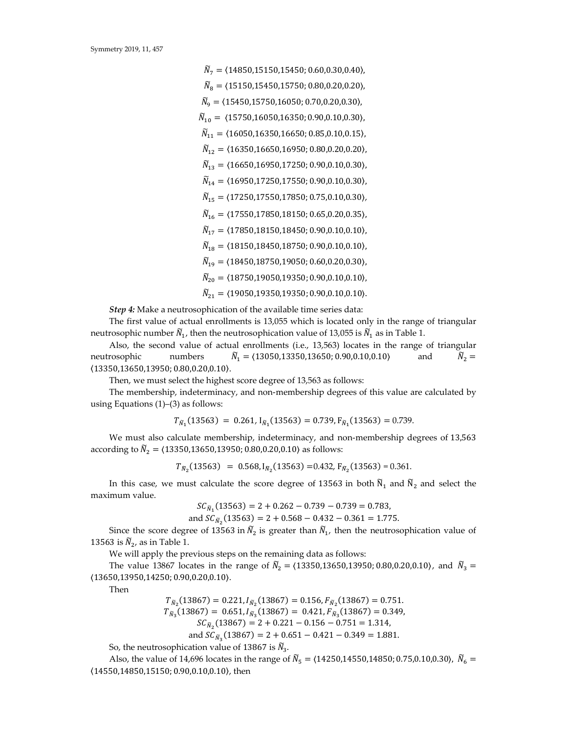$$\widetilde{N}_7 = \langle 14850,15150,15450; 0.60,0.30,0.40 \rangle,$$

$$\widetilde{N}_8 = \langle 15150,15450,15750; 0.80,0.20,0.20 \rangle,$$

$$\widetilde{N}_9 = \langle 15450,15750,16050; 0.70,0.20,0.30 \rangle,$$

$$\widetilde{N}_{10} = \langle 15750,16050,16350; 0.90,0.10,0.30 \rangle,$$

$$\widetilde{N}_{11} = \langle 16050,16350,16650; 0.85,0.10,0.15 \rangle,$$

$$\widetilde{N}_{12} = \langle 16350,16650,16950; 0.80,0.20,0.20 \rangle,$$

$$\widetilde{N}_{13} = \langle 16650,16950,17250; 0.90,0.10,0.30 \rangle,$$

$$\widetilde{N}_{14} = \langle 16950,17250,17550; 0.90,0.10,0.30 \rangle,$$

$$\widetilde{N}_{15} = \langle 17250,17550,17850; 0.75,0.10,0.30 \rangle,$$

$$\widetilde{N}_{16} = \langle 17550,17850,18150; 0.65,0.20,0.35 \rangle,$$

$$\widetilde{N}_{17} = \langle 17850,18150,18450; 0.90,0.10,0.10 \rangle,$$

$$\widetilde{N}_{18} = \langle 18150,18450,18750; 0.90,0.10,0.10 \rangle,$$

$$\widetilde{N}_{19} = \langle 18450,18750,19050; 0.60,0.20,0.30 \rangle,$$

$$\widetilde{N}_{20} = \langle 18750,19050,19350; 0.90,0.10,0.10 \rangle,$$

$$\widetilde{N}_{21} = \langle 19050,19350,19350; 0.90,0.10,0.10 \rangle.$$

***Step 4:*** Make a neutrosophication of the available time series data:

The first value of actual enrollments is 13,055 which is located only in the range of triangular neutrosophic number $\widetilde{N}_1$, then the neutrosophication value of 13,055 is $\widetilde{N}_1$ as in Table 1.

Also, the second value of actual enrollments (i.e., 13,563) locates in the range of triangular neutrosophic numbers $\widetilde{N}_1 = \langle 13050,13350,13650; 0.90,0.10,0.10 \rangle$ and $\widetilde{N}_2 = \langle 13350,13650,13950; 0.80,0.20,0.10 \rangle$.

Then, we must select the highest score degree of 13,563 as follows:

The membership, indeterminacy, and non-membership degrees of this value are calculated by using Equations (1)–(3) as follows:

$$T_{\widetilde{N}_1}(13563) = 0.261, \mathrm{I}_{\widetilde{N}_1}(13563) = 0.739, \mathrm{F}_{\widetilde{N}_1}(13563) = 0.739.$$

We must also calculate membership, indeterminacy, and non-membership degrees of 13,563 according to $\widetilde{N}_2 = \langle 13350,13650,13950; 0.80,0.20,0.10 \rangle$ as follows:

$$T_{\widetilde{N}_2}(13563) = 0.568, \mathrm{I}_{\widetilde{N}_2}(13563) = 0.432, \mathrm{F}_{\widetilde{N}_2}(13563) = 0.361.$$

In this case, we must calculate the score degree of 13563 in both $\widetilde{\mathrm{N}}_1$ and $\widetilde{\mathrm{N}}_2$ and select the maximum value.

$$SC_{\widetilde{N}_1}(13563) = 2 + 0.262 - 0.739 - 0.739 = 0.783,$$

$$\text{and } SC_{\widetilde{N}_2}(13563) = 2 + 0.568 - 0.432 - 0.361 = 1.775.$$

Since the score degree of 13563 in $\widetilde{N}_2$ is greater than $\widetilde{N}_1$, then the neutrosophication value of 13563 is $\widetilde{N}_2$, as in Table 1.

We will apply the previous steps on the remaining data as follows:

The value 13867 locates in the range of $\widetilde{N}_2 = \langle 13350,13650,13950; 0.80,0.20,0.10 \rangle$, and $\widetilde{N}_3 = \langle 13650,13950,14250; 0.90,0.20,0.10 \rangle$.

Then

$$T_{\widetilde{N}_2}(13867) = 0.221, I_{\widetilde{N}_2}(13867) = 0.156, F_{\widetilde{N}_2}(13867) = 0.751.$$

$$T_{\widetilde{N}_3}(13867) = 0.651, I_{\widetilde{N}_3}(13867) = 0.421, F_{\widetilde{N}_3}(13867) = 0.349,$$

$$SC_{\widetilde{N}_2}(13867) = 2 + 0.221 - 0.156 - 0.751 = 1.314,$$

$$\text{and } SC_{\widetilde{N}_3}(13867) = 2 + 0.651 - 0.421 - 0.349 = 1.881.$$

So, the neutrosophication value of 13867 is $\widetilde{N}_3$.

Also, the value of 14,696 locates in the range of $\widetilde{N}_5 = \langle 14250,14550,14850; 0.75,0.10,0.30 \rangle$, $\widetilde{N}_6 = \langle 14550,14850,15150; 0.90,0.10,0.10 \rangle$, then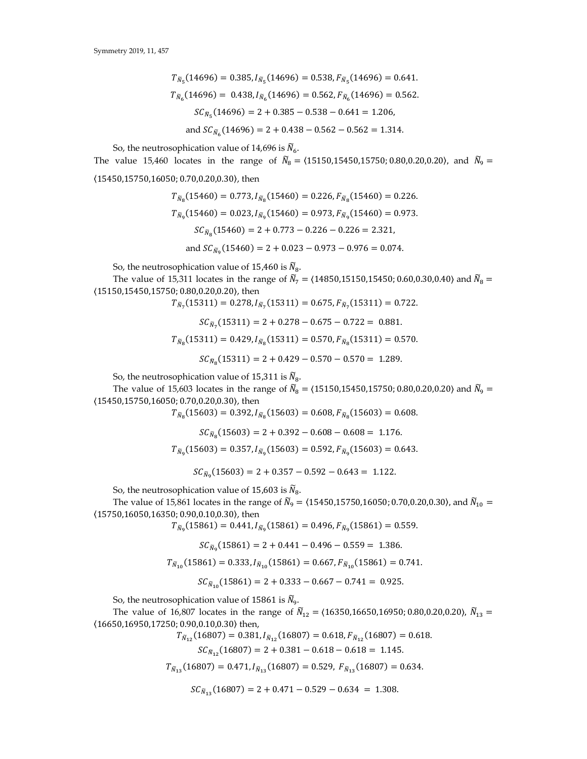$$T_{\tilde{N}_5}(14696) = 0.385, I_{\tilde{N}_5}(14696) = 0.538, F_{\tilde{N}_5}(14696) = 0.641.$$

$$T_{\tilde{N}_6}(14696) = 0.438, I_{\tilde{N}_6}(14696) = 0.562, F_{\tilde{N}_6}(14696) = 0.562.$$

$$SC_{\tilde{N}_5}(14696) = 2 + 0.385 - 0.538 - 0.641 = 1.206,$$

$$\text{and } SC_{\tilde{N}_6}(14696) = 2 + 0.438 - 0.562 - 0.562 = 1.314.$$

So, the neutrosophication value of 14,696 is $\tilde{N}_6$.

The value 15,460 locates in the range of $\tilde{N}_8 = \langle 15150, 15450, 15750; 0.80, 0.20, 0.20\rangle$, and $\tilde{N}_9 = \langle 15450, 15750, 16050; 0.70, 0.20, 0.30\rangle$, then

$$T_{\tilde{N}_8}(15460) = 0.773, I_{\tilde{N}_8}(15460) = 0.226, F_{\tilde{N}_8}(15460) = 0.226.$$

$$T_{\tilde{N}_9}(15460) = 0.023, I_{\tilde{N}_9}(15460) = 0.973, F_{\tilde{N}_9}(15460) = 0.973.$$

$$SC_{\tilde{N}_8}(15460) = 2 + 0.773 - 0.226 - 0.226 = 2.321,$$

$$\text{and } SC_{\tilde{N}_9}(15460) = 2 + 0.023 - 0.973 - 0.976 = 0.074.$$

So, the neutrosophication value of 15,460 is $\tilde{N}_8$.

The value of 15,311 locates in the range of $\tilde{N}_7 = \langle 14850, 15150, 15450; 0.60, 0.30, 0.40\rangle$ and $\tilde{N}_8 = \langle 15150, 15450, 15750; 0.80, 0.20, 0.20\rangle$, then

$$T_{\tilde{N}_7}(15311) = 0.278, I_{\tilde{N}_7}(15311) = 0.675, F_{\tilde{N}_7}(15311) = 0.722.$$

$$SC_{\tilde{N}_7}(15311) = 2 + 0.278 - 0.675 - 0.722 = 0.881.$$

$$T_{\tilde{N}_8}(15311) = 0.429, I_{\tilde{N}_8}(15311) = 0.570, F_{\tilde{N}_8}(15311) = 0.570.$$

$$SC_{\tilde{N}_8}(15311) = 2 + 0.429 - 0.570 - 0.570 = 1.289.$$

So, the neutrosophication value of 15,311 is $\tilde{N}_8$.

The value of 15,603 locates in the range of $\tilde{N}_8 = \langle 15150, 15450, 15750; 0.80, 0.20, 0.20\rangle$ and $\tilde{N}_9 = \langle 15450, 15750, 16050; 0.70, 0.20, 0.30\rangle$, then

$$T_{\tilde{N}_8}(15603) = 0.392, I_{\tilde{N}_8}(15603) = 0.608, F_{\tilde{N}_8}(15603) = 0.608.$$

$$SC_{\tilde{N}_8}(15603) = 2 + 0.392 - 0.608 - 0.608 = 1.176.$$

$$T_{\tilde{N}_9}(15603) = 0.357, I_{\tilde{N}_9}(15603) = 0.592, F_{\tilde{N}_9}(15603) = 0.643.$$

$$SC_{\tilde{N}_9}(15603) = 2 + 0.357 - 0.592 - 0.643 = 1.122.$$

So, the neutrosophication value of 15,603 is $\tilde{N}_8$.

The value of 15,861 locates in the range of $\tilde{N}_9 = \langle 15450, 15750, 16050; 0.70, 0.20, 0.30\rangle$, and $\tilde{N}_{10} = \langle 15750, 16050, 16350; 0.90, 0.10, 0.30\rangle$, then

$$T_{\tilde{N}_9}(15861) = 0.441, I_{\tilde{N}_9}(15861) = 0.496, F_{\tilde{N}_9}(15861) = 0.559.$$

$$SC_{\tilde{N}_9}(15861) = 2 + 0.441 - 0.496 - 0.559 = 1.386.$$

$$T_{\tilde{N}_{10}}(15861) = 0.333, I_{\tilde{N}_{10}}(15861) = 0.667, F_{\tilde{N}_{10}}(15861) = 0.741.$$

$$SC_{\tilde{N}_{10}}(15861) = 2 + 0.333 - 0.667 - 0.741 = 0.925.$$

So, the neutrosophication value of 15861 is $\tilde{N}_9$.

The value of 16,807 locates in the range of $\tilde{N}_{12} = \langle 16350, 16650, 16950; 0.80, 0.20, 0.20\rangle$, $\tilde{N}_{13} = \langle 16650, 16950, 17250; 0.90, 0.10, 0.30\rangle$ then,

$$T_{\tilde{N}_{12}}(16807) = 0.381, I_{\tilde{N}_{12}}(16807) = 0.618, F_{\tilde{N}_{12}}(16807) = 0.618.$$

$$SC_{\tilde{N}_{12}}(16807) = 2 + 0.381 - 0.618 - 0.618 = 1.145.$$

$$T_{\tilde{N}_{13}}(16807) = 0.471, I_{\tilde{N}_{13}}(16807) = 0.529, F_{\tilde{N}_{13}}(16807) = 0.634.$$

$$SC_{\tilde{N}_{13}}(16807) = 2 + 0.471 - 0.529 - 0.634 = 1.308.$$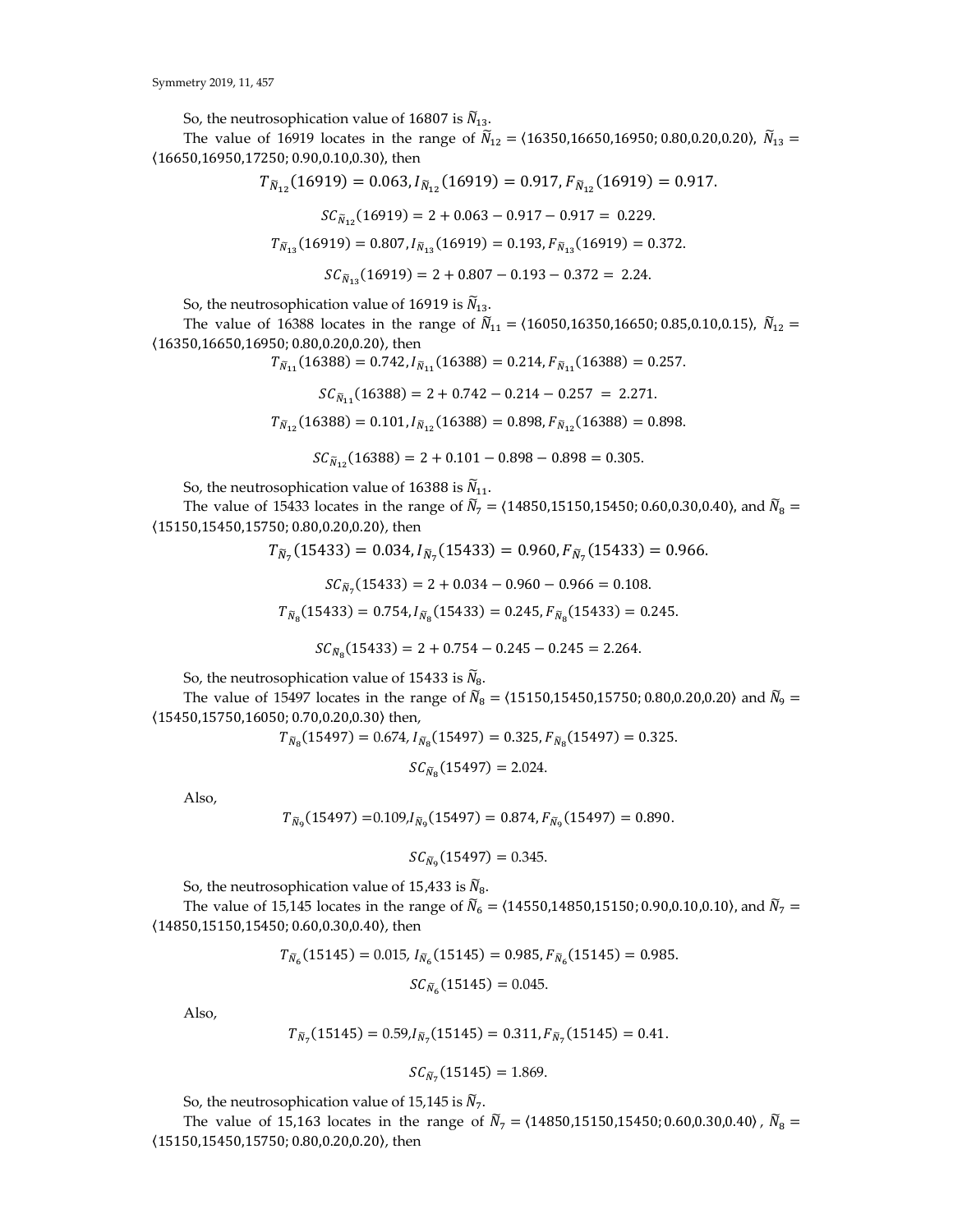So, the neutrosophication value of 16807 is $\widetilde{N}_{13}$.

The value of 16919 locates in the range of $\widetilde{N}_{12} = \langle 16350, 16650, 16950; 0.80, 0.20, 0.20 \rangle$, $\widetilde{N}_{13} = \langle 16650, 16950, 17250; 0.90, 0.10, 0.30 \rangle$, then

$$T_{\widetilde{N}_{12}}(16919) = 0.063, I_{\widetilde{N}_{12}}(16919) = 0.917, F_{\widetilde{N}_{12}}(16919) = 0.917.$$

$$SC_{\widetilde{N}_{12}}(16919) = 2 + 0.063 - 0.917 - 0.917 = 0.229.$$

$$T_{\widetilde{N}_{13}}(16919) = 0.807, I_{\widetilde{N}_{13}}(16919) = 0.193, F_{\widetilde{N}_{13}}(16919) = 0.372.$$

$$SC_{\widetilde{N}_{13}}(16919) = 2 + 0.807 - 0.193 - 0.372 = 2.24.$$

So, the neutrosophication value of 16919 is $\widetilde{N}_{13}$.

The value of 16388 locates in the range of $\widetilde{N}_{11} = \langle 16050, 16350, 16650; 0.85, 0.10, 0.15 \rangle$, $\widetilde{N}_{12} = \langle 16350, 16650, 16950; 0.80, 0.20, 0.20 \rangle$, then

$$T_{\widetilde{N}_{11}}(16388) = 0.742, I_{\widetilde{N}_{11}}(16388) = 0.214, F_{\widetilde{N}_{11}}(16388) = 0.257.$$

$$SC_{\widetilde{N}_{11}}(16388) = 2 + 0.742 - 0.214 - 0.257 = 2.271.$$

$$T_{\widetilde{N}_{12}}(16388) = 0.101, I_{\widetilde{N}_{12}}(16388) = 0.898, F_{\widetilde{N}_{12}}(16388) = 0.898.$$

$$SC_{\widetilde{N}_{12}}(16388) = 2 + 0.101 - 0.898 - 0.898 = 0.305.$$

So, the neutrosophication value of 16388 is $\widetilde{N}_{11}$.

The value of 15433 locates in the range of $\widetilde{N}_{7} = \langle 14850, 15150, 15450; 0.60, 0.30, 0.40 \rangle$, and $\widetilde{N}_{8} = \langle 15150, 15450, 15750; 0.80, 0.20, 0.20 \rangle$, then

$$T_{\widetilde{N}_{7}}(15433) = 0.034, I_{\widetilde{N}_{7}}(15433) = 0.960, F_{\widetilde{N}_{7}}(15433) = 0.966.$$

$$SC_{\widetilde{N}_{7}}(15433) = 2 + 0.034 - 0.960 - 0.966 = 0.108.$$

$$T_{\widetilde{N}_{8}}(15433) = 0.754, I_{\widetilde{N}_{8}}(15433) = 0.245, F_{\widetilde{N}_{8}}(15433) = 0.245.$$

$$SC_{\widetilde{N}_{8}}(15433) = 2 + 0.754 - 0.245 - 0.245 = 2.264.$$

So, the neutrosophication value of 15433 is $\widetilde{N}_{8}$.

The value of 15497 locates in the range of $\widetilde{N}_{8} = \langle 15150, 15450, 15750; 0.80, 0.20, 0.20 \rangle$ and $\widetilde{N}_{9} = \langle 15450, 15750, 16050; 0.70, 0.20, 0.30 \rangle$ then,

$$T_{\widetilde{N}_{8}}(15497) = 0.674, I_{\widetilde{N}_{8}}(15497) = 0.325, F_{\widetilde{N}_{8}}(15497) = 0.325.$$

$$SC_{\widetilde{N}_{8}}(15497) = 2.024.$$

Also,

$$T_{\widetilde{N}_{9}}(15497) = 0.109, I_{\widetilde{N}_{9}}(15497) = 0.874, F_{\widetilde{N}_{9}}(15497) = 0.890.$$

$$SC_{\widetilde{N}_{9}}(15497) = 0.345.$$

So, the neutrosophication value of 15,433 is $\widetilde{N}_{8}$.

The value of 15,145 locates in the range of $\widetilde{N}_{6} = \langle 14550, 14850, 15150; 0.90, 0.10, 0.10 \rangle$, and $\widetilde{N}_{7} = \langle 14850, 15150, 15450; 0.60, 0.30, 0.40 \rangle$, then

$$T_{\widetilde{N}_{6}}(15145) = 0.015, I_{\widetilde{N}_{6}}(15145) = 0.985, F_{\widetilde{N}_{6}}(15145) = 0.985.$$

$$SC_{\widetilde{N}_{6}}(15145) = 0.045.$$

Also,

$$T_{\widetilde{N}_{7}}(15145) = 0.59, I_{\widetilde{N}_{7}}(15145) = 0.311, F_{\widetilde{N}_{7}}(15145) = 0.41.$$

$$SC_{\widetilde{N}_{7}}(15145) = 1.869.$$

So, the neutrosophication value of 15,145 is $\widetilde{N}_{7}$.

The value of 15,163 locates in the range of $\widetilde{N}_{7} = \langle 14850, 15150, 15450; 0.60, 0.30, 0.40 \rangle$, $\widetilde{N}_{8} = \langle 15150, 15450, 15750; 0.80, 0.20, 0.20 \rangle$, then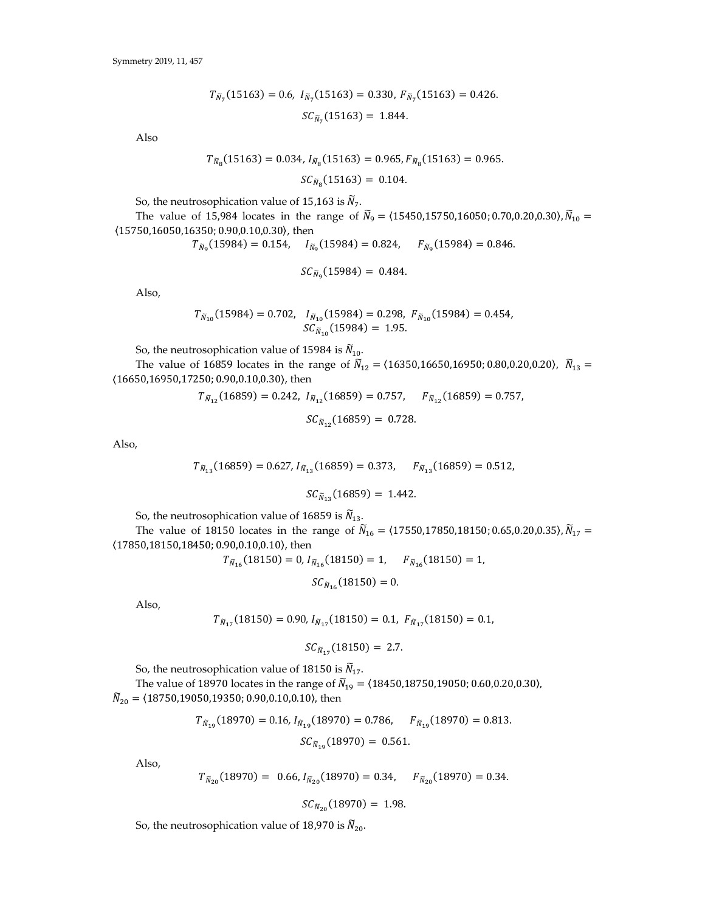$$T_{\tilde{N}_7}(15163) = 0.6,\ I_{\tilde{N}_7}(15163) = 0.330,\ F_{\tilde{N}_7}(15163) = 0.426.$$

$$SC_{\tilde{N}_7}(15163) = 1.844.$$

Also

$$T_{\tilde{N}_8}(15163) = 0.034,\ I_{\tilde{N}_8}(15163) = 0.965,\ F_{\tilde{N}_8}(15163) = 0.965.$$

$$SC_{\tilde{N}_8}(15163) = 0.104.$$

So, the neutrosophication value of 15,163 is $\tilde{N}_7$.

The value of 15,984 locates in the range of $\tilde{N}_9 = \langle 15450, 15750, 16050; 0.70, 0.20, 0.30\rangle$, $\tilde{N}_{10} = \langle 15750, 16050, 16350; 0.90, 0.10, 0.30\rangle$, then

$$T_{\tilde{N}_9}(15984) = 0.154, \quad I_{\tilde{N}_9}(15984) = 0.824, \quad F_{\tilde{N}_9}(15984) = 0.846.$$

$$SC_{\tilde{N}_9}(15984) = 0.484.$$

Also,

$$T_{\tilde{N}_{10}}(15984) = 0.702, \quad I_{\tilde{N}_{10}}(15984) = 0.298,\ F_{\tilde{N}_{10}}(15984) = 0.454,$$
$$SC_{\tilde{N}_{10}}(15984) = 1.95.$$

So, the neutrosophication value of 15984 is $\tilde{N}_{10}$.

The value of 16859 locates in the range of $\tilde{N}_{12} = \langle 16350, 16650, 16950; 0.80, 0.20, 0.20\rangle$, $\tilde{N}_{13} = \langle 16650, 16950, 17250; 0.90, 0.10, 0.30\rangle$, then

$$T_{\tilde{N}_{12}}(16859) = 0.242,\ I_{\tilde{N}_{12}}(16859) = 0.757, \quad F_{\tilde{N}_{12}}(16859) = 0.757,$$

$$SC_{\tilde{N}_{12}}(16859) = 0.728.$$

Also,

$$T_{\tilde{N}_{13}}(16859) = 0.627,\ I_{\tilde{N}_{13}}(16859) = 0.373, \quad F_{\tilde{N}_{13}}(16859) = 0.512,$$

$$SC_{\tilde{N}_{13}}(16859) = 1.442.$$

So, the neutrosophication value of 16859 is $\tilde{N}_{13}$.

The value of 18150 locates in the range of $\tilde{N}_{16} = \langle 17550, 17850, 18150; 0.65, 0.20, 0.35\rangle$, $\tilde{N}_{17} = \langle 17850, 18150, 18450; 0.90, 0.10, 0.10\rangle$, then

$$T_{\tilde{N}_{16}}(18150) = 0,\ I_{\tilde{N}_{16}}(18150) = 1, \quad F_{\tilde{N}_{16}}(18150) = 1,$$

$$SC_{\tilde{N}_{16}}(18150) = 0.$$

Also,

$$T_{\tilde{N}_{17}}(18150) = 0.90,\ I_{\tilde{N}_{17}}(18150) = 0.1,\ F_{\tilde{N}_{17}}(18150) = 0.1,$$

$$SC_{\tilde{N}_{17}}(18150) = 2.7.$$

So, the neutrosophication value of 18150 is $\tilde{N}_{17}$.

The value of 18970 locates in the range of $\tilde{N}_{19} = \langle 18450, 18750, 19050; 0.60, 0.20, 0.30\rangle$, $\tilde{N}_{20} = \langle 18750, 19050, 19350; 0.90, 0.10, 0.10\rangle$, then

$$T_{\tilde{N}_{19}}(18970) = 0.16,\ I_{\tilde{N}_{19}}(18970) = 0.786, \quad F_{\tilde{N}_{19}}(18970) = 0.813.$$

$$SC_{\tilde{N}_{19}}(18970) = 0.561.$$

Also,

$$T_{\tilde{N}_{20}}(18970) = 0.66,\ I_{\tilde{N}_{20}}(18970) = 0.34, \quad F_{\tilde{N}_{20}}(18970) = 0.34.$$

$$SC_{\tilde{N}_{20}}(18970) = 1.98.$$

So, the neutrosophication value of 18,970 is $\tilde{N}_{20}$.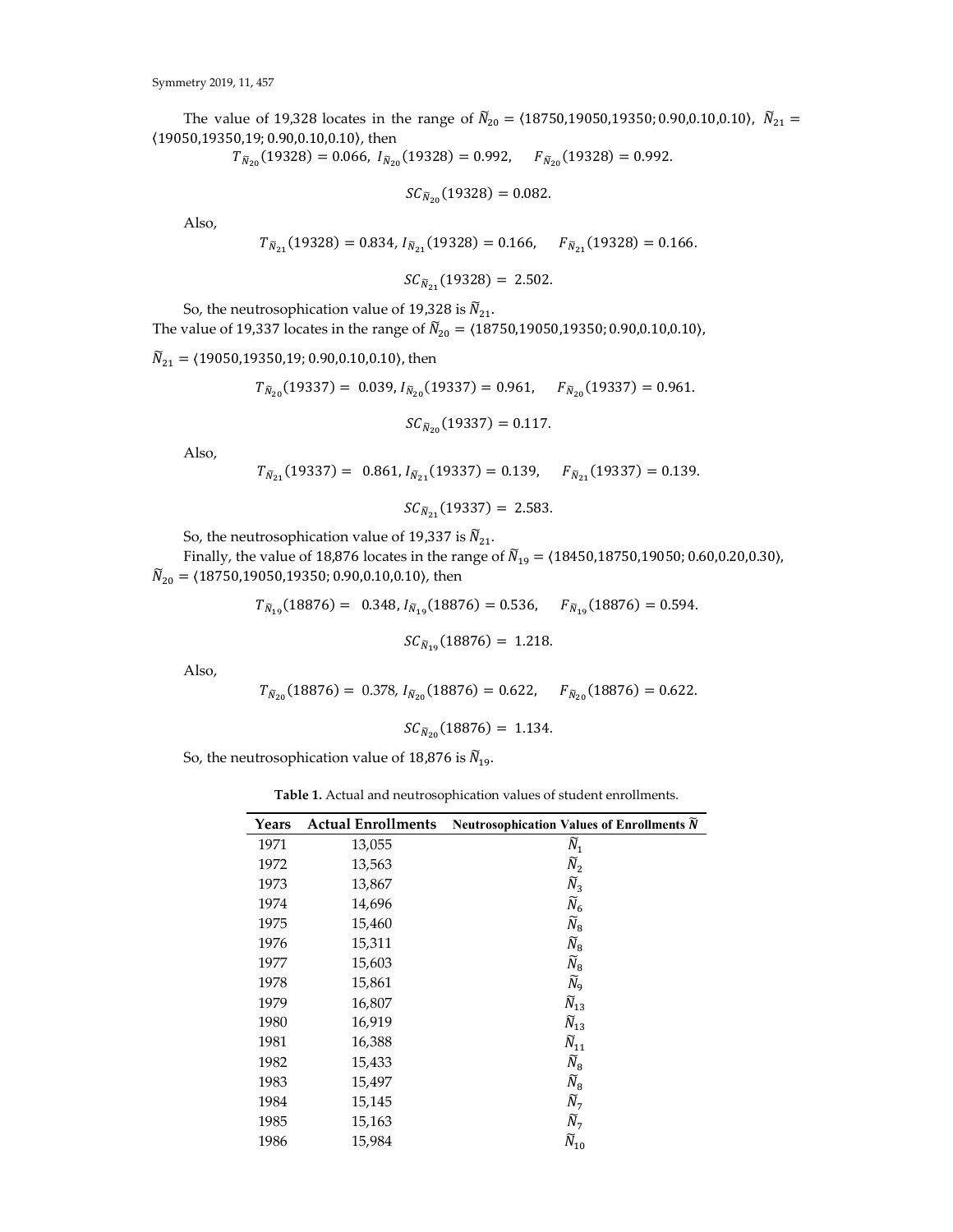The value of 19,328 locates in the range of $\tilde{N}_{20} = \langle 18750{,}19050{,}19350; 0.90{,}0.10{,}0.10\rangle$, $\tilde{N}_{21} = \langle 19050{,}19350{,}19; 0.90{,}0.10{,}0.10\rangle$, then

$$T_{\tilde{N}_{20}}(19328) = 0.066,\ I_{\tilde{N}_{20}}(19328) = 0.992, \quad F_{\tilde{N}_{20}}(19328) = 0.992.$$

$$SC_{\tilde{N}_{20}}(19328) = 0.082.$$

Also,

$$T_{\tilde{N}_{21}}(19328) = 0.834,\ I_{\tilde{N}_{21}}(19328) = 0.166, \quad F_{\tilde{N}_{21}}(19328) = 0.166.$$

$$SC_{\tilde{N}_{21}}(19328) = 2.502.$$

So, the neutrosophication value of 19,328 is $\tilde{N}_{21}$.

The value of 19,337 locates in the range of $\tilde{N}_{20} = \langle 18750{,}19050{,}19350; 0.90{,}0.10{,}0.10\rangle$,

$\tilde{N}_{21} = \langle 19050{,}19350{,}19; 0.90{,}0.10{,}0.10\rangle$, then

$$T_{\tilde{N}_{20}}(19337) = 0.039,\ I_{\tilde{N}_{20}}(19337) = 0.961, \quad F_{\tilde{N}_{20}}(19337) = 0.961.$$

$$SC_{\tilde{N}_{20}}(19337) = 0.117.$$

Also,

$$T_{\tilde{N}_{21}}(19337) = 0.861,\ I_{\tilde{N}_{21}}(19337) = 0.139, \quad F_{\tilde{N}_{21}}(19337) = 0.139.$$

$$SC_{\tilde{N}_{21}}(19337) = 2.583.$$

So, the neutrosophication value of 19,337 is $\tilde{N}_{21}$.

Finally, the value of 18,876 locates in the range of $\tilde{N}_{19} = \langle 18450{,}18750{,}19050; 0.60{,}0.20{,}0.30\rangle$, $\tilde{N}_{20} = \langle 18750{,}19050{,}19350; 0.90{,}0.10{,}0.10\rangle$, then

$$T_{\tilde{N}_{19}}(18876) = 0.348,\ I_{\tilde{N}_{19}}(18876) = 0.536, \quad F_{\tilde{N}_{19}}(18876) = 0.594.$$

$$SC_{\tilde{N}_{19}}(18876) = 1.218.$$

Also,

$$T_{\tilde{N}_{20}}(18876) = 0.378,\ I_{\tilde{N}_{20}}(18876) = 0.622, \quad F_{\tilde{N}_{20}}(18876) = 0.622.$$

$$SC_{\tilde{N}_{20}}(18876) = 1.134.$$

So, the neutrosophication value of 18,876 is $\tilde{N}_{19}$.

**Table 1.** Actual and neutrosophication values of student enrollments.

| Years | Actual Enrollments | Neutrosophication Values of Enrollments $\tilde{N}$ |
|---|---|---|
| 1971 | 13,055 | $\tilde{N}_1$ |
| 1972 | 13,563 | $\tilde{N}_2$ |
| 1973 | 13,867 | $\tilde{N}_3$ |
| 1974 | 14,696 | $\tilde{N}_6$ |
| 1975 | 15,460 | $\tilde{N}_8$ |
| 1976 | 15,311 | $\tilde{N}_8$ |
| 1977 | 15,603 | $\tilde{N}_8$ |
| 1978 | 15,861 | $\tilde{N}_9$ |
| 1979 | 16,807 | $\tilde{N}_{13}$ |
| 1980 | 16,919 | $\tilde{N}_{13}$ |
| 1981 | 16,388 | $\tilde{N}_{11}$ |
| 1982 | 15,433 | $\tilde{N}_8$ |
| 1983 | 15,497 | $\tilde{N}_8$ |
| 1984 | 15,145 | $\tilde{N}_7$ |
| 1985 | 15,163 | $\tilde{N}_7$ |
| 1986 | 15,984 | $\tilde{N}_{10}$ |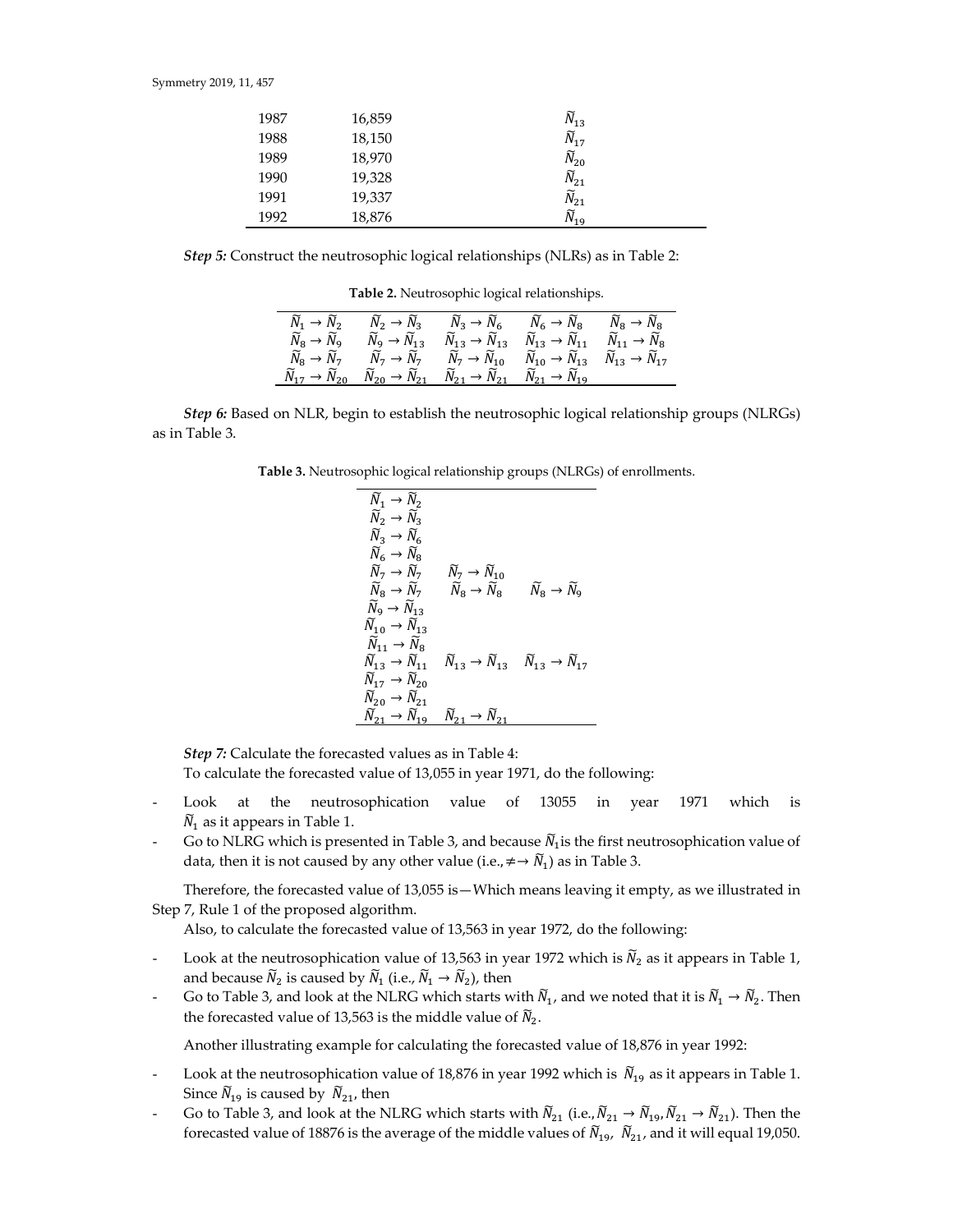| 1987 | 16,859 | $\widetilde{N}_{13}$ |
|---|---|---|
| 1988 | 18,150 | $\widetilde{N}_{17}$ |
| 1989 | 18,970 | $\widetilde{N}_{20}$ |
| 1990 | 19,328 | $\widetilde{N}_{21}$ |
| 1991 | 19,337 | $\widetilde{N}_{21}$ |
| 1992 | 18,876 | $\widetilde{N}_{19}$ |

***Step 5:*** Construct the neutrosophic logical relationships (NLRs) as in Table 2:

**Table 2.** Neutrosophic logical relationships.

| | | | | |
|---|---|---|---|---|
| $\widetilde{N}_1 \rightarrow \widetilde{N}_2$ | $\widetilde{N}_2 \rightarrow \widetilde{N}_3$ | $\widetilde{N}_3 \rightarrow \widetilde{N}_6$ | $\widetilde{N}_6 \rightarrow \widetilde{N}_8$ | $\widetilde{N}_8 \rightarrow \widetilde{N}_8$ |
| $\widetilde{N}_8 \rightarrow \widetilde{N}_9$ | $\widetilde{N}_9 \rightarrow \widetilde{N}_{13}$ | $\widetilde{N}_{13} \rightarrow \widetilde{N}_{13}$ | $\widetilde{N}_{13} \rightarrow \widetilde{N}_{11}$ | $\widetilde{N}_{11} \rightarrow \widetilde{N}_8$ |
| $\widetilde{N}_8 \rightarrow \widetilde{N}_7$ | $\widetilde{N}_7 \rightarrow \widetilde{N}_7$ | $\widetilde{N}_7 \rightarrow \widetilde{N}_{10}$ | $\widetilde{N}_{10} \rightarrow \widetilde{N}_{13}$ | $\widetilde{N}_{13} \rightarrow \widetilde{N}_{17}$ |
| $\widetilde{N}_{17} \rightarrow \widetilde{N}_{20}$ | $\widetilde{N}_{20} \rightarrow \widetilde{N}_{21}$ | $\widetilde{N}_{21} \rightarrow \widetilde{N}_{21}$ | $\widetilde{N}_{21} \rightarrow \widetilde{N}_{19}$ | |

***Step 6:*** Based on NLR, begin to establish the neutrosophic logical relationship groups (NLRGs) as in Table 3.

**Table 3.** Neutrosophic logical relationship groups (NLRGs) of enrollments.

| | | |
|---|---|---|
| $\widetilde{N}_1 \rightarrow \widetilde{N}_2$ | | |
| $\widetilde{N}_2 \rightarrow \widetilde{N}_3$ | | |
| $\widetilde{N}_3 \rightarrow \widetilde{N}_6$ | | |
| $\widetilde{N}_6 \rightarrow \widetilde{N}_8$ | | |
| $\widetilde{N}_7 \rightarrow \widetilde{N}_7$ | $\widetilde{N}_7 \rightarrow \widetilde{N}_{10}$ | |
| $\widetilde{N}_8 \rightarrow \widetilde{N}_7$ | $\widetilde{N}_8 \rightarrow \widetilde{N}_8$ | $\widetilde{N}_8 \rightarrow \widetilde{N}_9$ |
| $\widetilde{N}_9 \rightarrow \widetilde{N}_{13}$ | | |
| $\widetilde{N}_{10} \rightarrow \widetilde{N}_{13}$ | | |
| $\widetilde{N}_{11} \rightarrow \widetilde{N}_8$ | | |
| $\widetilde{N}_{13} \rightarrow \widetilde{N}_{11}$ | $\widetilde{N}_{13} \rightarrow \widetilde{N}_{13}$ | $\widetilde{N}_{13} \rightarrow \widetilde{N}_{17}$ |
| $\widetilde{N}_{17} \rightarrow \widetilde{N}_{20}$ | | |
| $\widetilde{N}_{20} \rightarrow \widetilde{N}_{21}$ | | |
| $\widetilde{N}_{21} \rightarrow \widetilde{N}_{19}$ | $\widetilde{N}_{21} \rightarrow \widetilde{N}_{21}$ | |

***Step 7:*** Calculate the forecasted values as in Table 4:

To calculate the forecasted value of 13,055 in year 1971, do the following:

- Look at the neutrosophication value of 13055 in year 1971 which is $\widetilde{N}_1$ as it appears in Table 1.
- Go to NLRG which is presented in Table 3, and because $\widetilde{N}_1$ is the first neutrosophication value of data, then it is not caused by any other value (i.e., $\neq\rightarrow \widetilde{N}_1$) as in Table 3.

Therefore, the forecasted value of 13,055 is—Which means leaving it empty, as we illustrated in Step 7, Rule 1 of the proposed algorithm.

Also, to calculate the forecasted value of 13,563 in year 1972, do the following:

- Look at the neutrosophication value of 13,563 in year 1972 which is $\widetilde{N}_2$ as it appears in Table 1, and because $\widetilde{N}_2$ is caused by $\widetilde{N}_1$ (i.e., $\widetilde{N}_1 \rightarrow \widetilde{N}_2$), then
- Go to Table 3, and look at the NLRG which starts with $\widetilde{N}_1$, and we noted that it is $\widetilde{N}_1 \rightarrow \widetilde{N}_2$. Then the forecasted value of 13,563 is the middle value of $\widetilde{N}_2$.

Another illustrating example for calculating the forecasted value of 18,876 in year 1992:

- Look at the neutrosophication value of 18,876 in year 1992 which is $\widetilde{N}_{19}$ as it appears in Table 1. Since $\widetilde{N}_{19}$ is caused by $\widetilde{N}_{21}$, then
- Go to Table 3, and look at the NLRG which starts with $\widetilde{N}_{21}$ (i.e., $\widetilde{N}_{21} \rightarrow \widetilde{N}_{19}, \widetilde{N}_{21} \rightarrow \widetilde{N}_{21}$). Then the forecasted value of 18876 is the average of the middle values of $\widetilde{N}_{19}$, $\widetilde{N}_{21}$, and it will equal 19,050.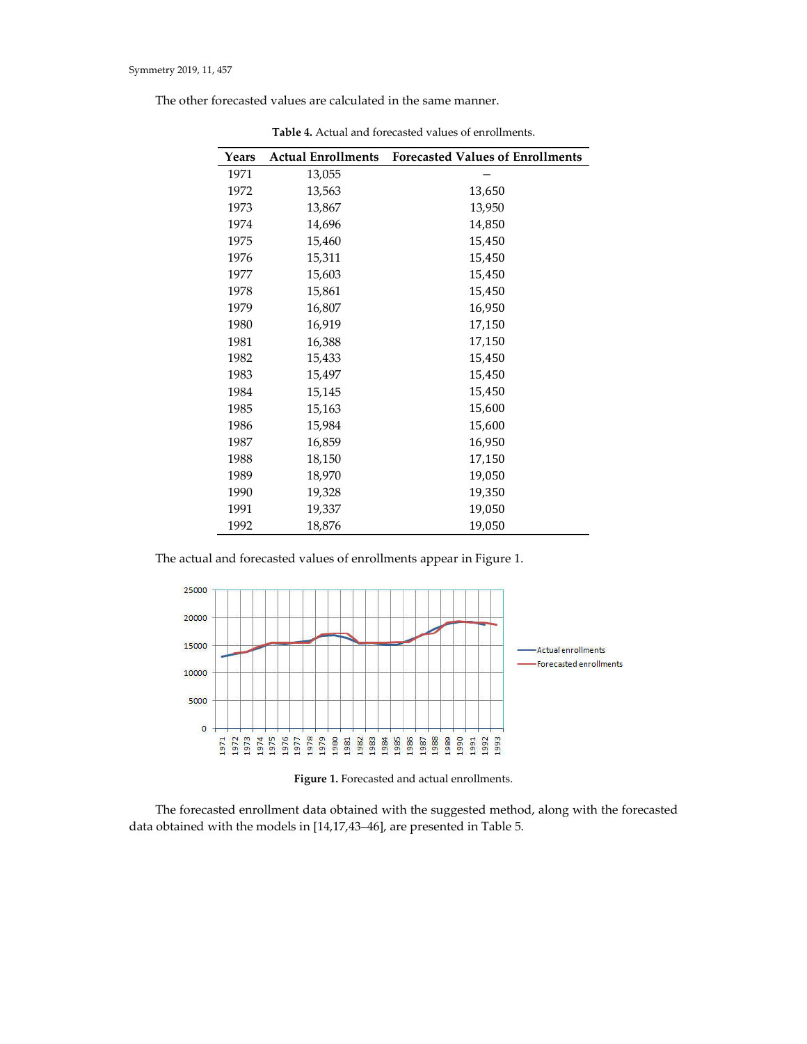The other forecasted values are calculated in the same manner.

**Table 4.** Actual and forecasted values of enrollments.

| Years | Actual Enrollments | Forecasted Values of Enrollments |
|---|---|---|
| 1971 | 13,055 | – |
| 1972 | 13,563 | 13,650 |
| 1973 | 13,867 | 13,950 |
| 1974 | 14,696 | 14,850 |
| 1975 | 15,460 | 15,450 |
| 1976 | 15,311 | 15,450 |
| 1977 | 15,603 | 15,450 |
| 1978 | 15,861 | 15,450 |
| 1979 | 16,807 | 16,950 |
| 1980 | 16,919 | 17,150 |
| 1981 | 16,388 | 17,150 |
| 1982 | 15,433 | 15,450 |
| 1983 | 15,497 | 15,450 |
| 1984 | 15,145 | 15,450 |
| 1985 | 15,163 | 15,600 |
| 1986 | 15,984 | 15,600 |
| 1987 | 16,859 | 16,950 |
| 1988 | 18,150 | 17,150 |
| 1989 | 18,970 | 19,050 |
| 1990 | 19,328 | 19,350 |
| 1991 | 19,337 | 19,050 |
| 1992 | 18,876 | 19,050 |

The actual and forecasted values of enrollments appear in Figure 1.

**Figure 1.** Forecasted and actual enrollments.

The forecasted enrollment data obtained with the suggested method, along with the forecasted data obtained with the models in [14,17,43–46], are presented in Table 5.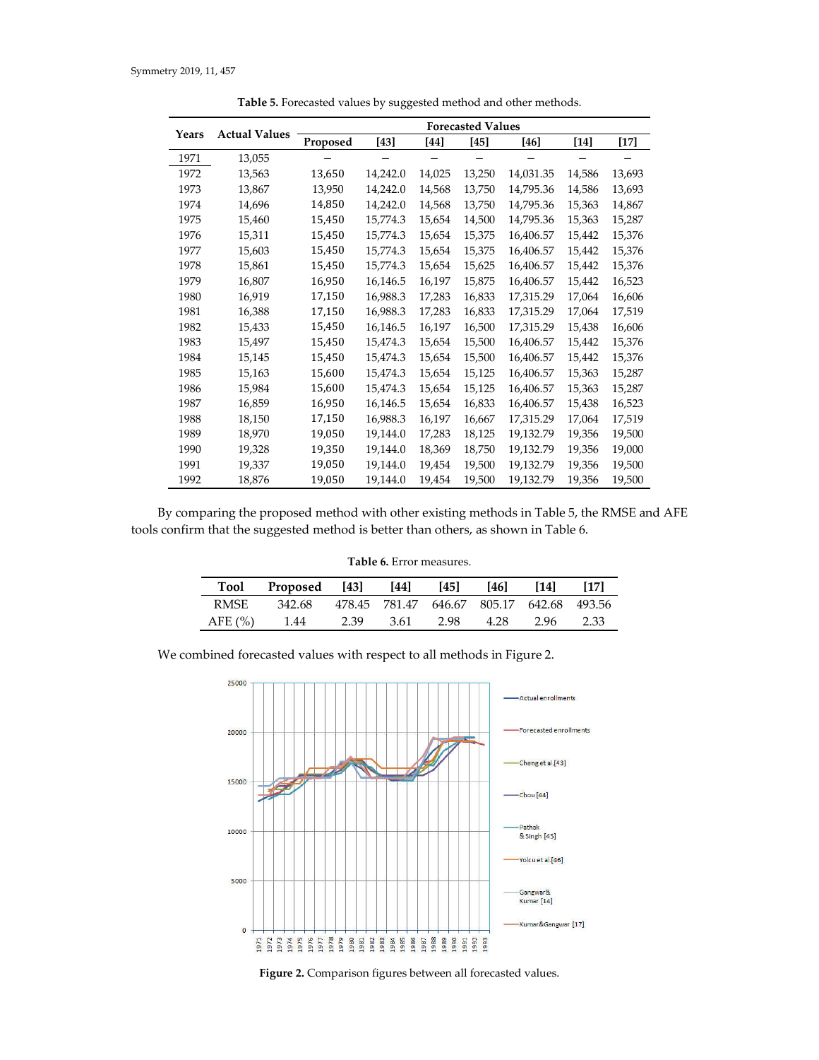**Table 5.** Forecasted values by suggested method and other methods.

| Years | Actual Values | Forecasted Values | | | | | | |
|---|---|---|---|---|---|---|---|---|
| | | Proposed | [43] | [44] | [45] | [46] | [14] | [17] |
| 1971 | 13,055 | – | – | – | – | – | – | – |
| 1972 | 13,563 | 13,650 | 14,242.0 | 14,025 | 13,250 | 14,031.35 | 14,586 | 13,693 |
| 1973 | 13,867 | 13,950 | 14,242.0 | 14,568 | 13,750 | 14,795.36 | 14,586 | 13,693 |
| 1974 | 14,696 | 14,850 | 14,242.0 | 14,568 | 13,750 | 14,795.36 | 15,363 | 14,867 |
| 1975 | 15,460 | 15,450 | 15,774.3 | 15,654 | 14,500 | 14,795.36 | 15,363 | 15,287 |
| 1976 | 15,311 | 15,450 | 15,774.3 | 15,654 | 15,375 | 16,406.57 | 15,442 | 15,376 |
| 1977 | 15,603 | 15,450 | 15,774.3 | 15,654 | 15,375 | 16,406.57 | 15,442 | 15,376 |
| 1978 | 15,861 | 15,450 | 15,774.3 | 15,654 | 15,625 | 16,406.57 | 15,442 | 15,376 |
| 1979 | 16,807 | 16,950 | 16,146.5 | 16,197 | 15,875 | 16,406.57 | 15,442 | 16,523 |
| 1980 | 16,919 | 17,150 | 16,988.3 | 17,283 | 16,833 | 17,315.29 | 17,064 | 16,606 |
| 1981 | 16,388 | 17,150 | 16,988.3 | 17,283 | 16,833 | 17,315.29 | 17,064 | 17,519 |
| 1982 | 15,433 | 15,450 | 16,146.5 | 16,197 | 16,500 | 17,315.29 | 15,438 | 16,606 |
| 1983 | 15,497 | 15,450 | 15,474.3 | 15,654 | 15,500 | 16,406.57 | 15,442 | 15,376 |
| 1984 | 15,145 | 15,450 | 15,474.3 | 15,654 | 15,500 | 16,406.57 | 15,442 | 15,376 |
| 1985 | 15,163 | 15,600 | 15,474.3 | 15,654 | 15,125 | 16,406.57 | 15,363 | 15,287 |
| 1986 | 15,984 | 15,600 | 15,474.3 | 15,654 | 15,125 | 16,406.57 | 15,363 | 15,287 |
| 1987 | 16,859 | 16,950 | 16,146.5 | 15,654 | 16,833 | 16,406.57 | 15,438 | 16,523 |
| 1988 | 18,150 | 17,150 | 16,988.3 | 16,197 | 16,667 | 17,315.29 | 17,064 | 17,519 |
| 1989 | 18,970 | 19,050 | 19,144.0 | 17,283 | 18,125 | 19,132.79 | 19,356 | 19,500 |
| 1990 | 19,328 | 19,350 | 19,144.0 | 18,369 | 18,750 | 19,132.79 | 19,356 | 19,000 |
| 1991 | 19,337 | 19,050 | 19,144.0 | 19,454 | 19,500 | 19,132.79 | 19,356 | 19,500 |
| 1992 | 18,876 | 19,050 | 19,144.0 | 19,454 | 19,500 | 19,132.79 | 19,356 | 19,500 |

By comparing the proposed method with other existing methods in Table 5, the RMSE and AFE tools confirm that the suggested method is better than others, as shown in Table 6.

**Table 6.** Error measures.

| Tool | Proposed | [43] | [44] | [45] | [46] | [14] | [17] |
|---|---|---|---|---|---|---|---|
| RMSE | 342.68 | 478.45 | 781.47 | 646.67 | 805.17 | 642.68 | 493.56 |
| AFE (%) | 1.44 | 2.39 | 3.61 | 2.98 | 4.28 | 2.96 | 2.33 |

We combined forecasted values with respect to all methods in Figure 2.

**Figure 2.** Comparison figures between all forecasted values.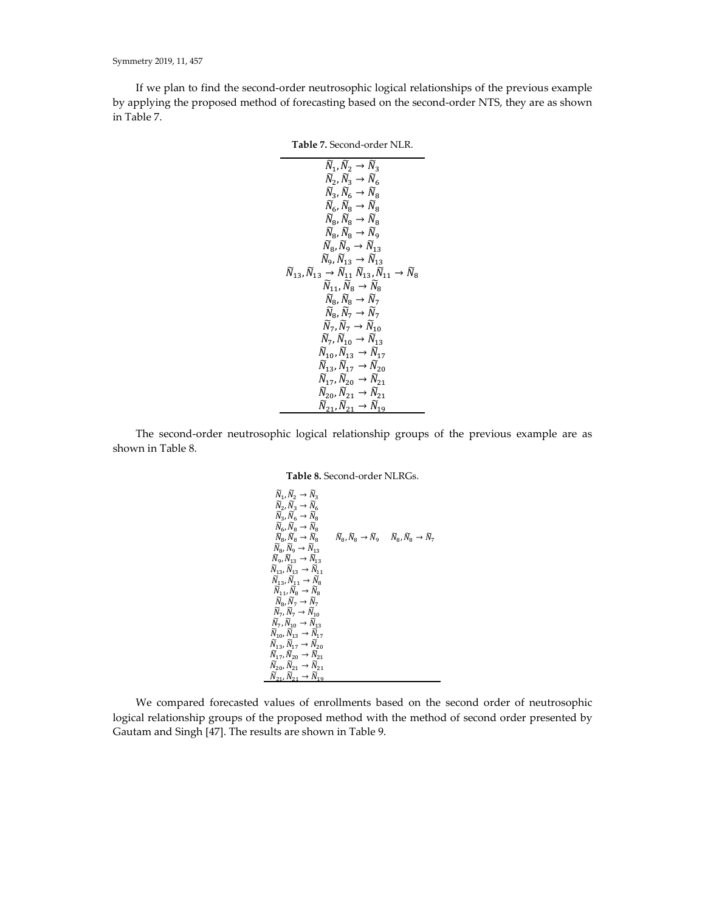If we plan to find the second-order neutrosophic logical relationships of the previous example by applying the proposed method of forecasting based on the second-order NTS, they are as shown in Table 7.

**Table 7.** Second-order NLR.

| |
|---|
| $\widetilde{N}_1, \widetilde{N}_2 \rightarrow \widetilde{N}_3$ |
| $\widetilde{N}_2, \widetilde{N}_3 \rightarrow \widetilde{N}_6$ |
| $\widetilde{N}_3, \widetilde{N}_6 \rightarrow \widetilde{N}_8$ |
| $\widetilde{N}_6, \widetilde{N}_8 \rightarrow \widetilde{N}_8$ |
| $\widetilde{N}_8, \widetilde{N}_8 \rightarrow \widetilde{N}_8$ |
| $\widetilde{N}_8, \widetilde{N}_8 \rightarrow \widetilde{N}_9$ |
| $\widetilde{N}_8, \widetilde{N}_9 \rightarrow \widetilde{N}_{13}$ |
| $\widetilde{N}_9, \widetilde{N}_{13} \rightarrow \widetilde{N}_{13}$ |
| $\widetilde{N}_{13}, \widetilde{N}_{13} \rightarrow \widetilde{N}_{11}$ $\widetilde{N}_{13}, \widetilde{N}_{11} \rightarrow \widetilde{N}_8$ |
| $\widetilde{N}_{11}, \widetilde{N}_8 \rightarrow \widetilde{N}_8$ |
| $\widetilde{N}_8, \widetilde{N}_8 \rightarrow \widetilde{N}_7$ |
| $\widetilde{N}_8, \widetilde{N}_7 \rightarrow \widetilde{N}_7$ |
| $\widetilde{N}_7, \widetilde{N}_7 \rightarrow \widetilde{N}_{10}$ |
| $\widetilde{N}_7, \widetilde{N}_{10} \rightarrow \widetilde{N}_{13}$ |
| $\widetilde{N}_{10}, \widetilde{N}_{13} \rightarrow \widetilde{N}_{17}$ |
| $\widetilde{N}_{13}, \widetilde{N}_{17} \rightarrow \widetilde{N}_{20}$ |
| $\widetilde{N}_{17}, \widetilde{N}_{20} \rightarrow \widetilde{N}_{21}$ |
| $\widetilde{N}_{20}, \widetilde{N}_{21} \rightarrow \widetilde{N}_{21}$ |
| $\widetilde{N}_{21}, \widetilde{N}_{21} \rightarrow \widetilde{N}_{19}$ |

The second-order neutrosophic logical relationship groups of the previous example are as shown in Table 8.

**Table 8.** Second-order NLRGs.

| | | |
|---|---|---|
| $\widetilde{N}_1, \widetilde{N}_2 \rightarrow \widetilde{N}_3$ | | |
| $\widetilde{N}_2, \widetilde{N}_3 \rightarrow \widetilde{N}_6$ | | |
| $\widetilde{N}_3, \widetilde{N}_6 \rightarrow \widetilde{N}_8$ | | |
| $\widetilde{N}_6, \widetilde{N}_8 \rightarrow \widetilde{N}_8$ | | |
| $\widetilde{N}_8, \widetilde{N}_8 \rightarrow \widetilde{N}_8$ | $\widetilde{N}_8, \widetilde{N}_8 \rightarrow \widetilde{N}_9$ | $\widetilde{N}_8, \widetilde{N}_8 \rightarrow \widetilde{N}_7$ |
| $\widetilde{N}_8, \widetilde{N}_9 \rightarrow \widetilde{N}_{13}$ | | |
| $\widetilde{N}_9, \widetilde{N}_{13} \rightarrow \widetilde{N}_{13}$ | | |
| $\widetilde{N}_{13}, \widetilde{N}_{13} \rightarrow \widetilde{N}_{11}$ | | |
| $\widetilde{N}_{13}, \widetilde{N}_{11} \rightarrow \widetilde{N}_8$ | | |
| $\widetilde{N}_{11}, \widetilde{N}_8 \rightarrow \widetilde{N}_8$ | | |
| $\widetilde{N}_8, \widetilde{N}_7 \rightarrow \widetilde{N}_7$ | | |
| $\widetilde{N}_7, \widetilde{N}_7 \rightarrow \widetilde{N}_{10}$ | | |
| $\widetilde{N}_7, \widetilde{N}_{10} \rightarrow \widetilde{N}_{13}$ | | |
| $\widetilde{N}_{10}, \widetilde{N}_{13} \rightarrow \widetilde{N}_{17}$ | | |
| $\widetilde{N}_{13}, \widetilde{N}_{17} \rightarrow \widetilde{N}_{20}$ | | |
| $\widetilde{N}_{17}, \widetilde{N}_{20} \rightarrow \widetilde{N}_{21}$ | | |
| $\widetilde{N}_{20}, \widetilde{N}_{21} \rightarrow \widetilde{N}_{21}$ | | |
| $\widetilde{N}_{21}, \widetilde{N}_{21} \rightarrow \widetilde{N}_{19}$ | | |

We compared forecasted values of enrollments based on the second order of neutrosophic logical relationship groups of the proposed method with the method of second order presented by Gautam and Singh [47]. The results are shown in Table 9.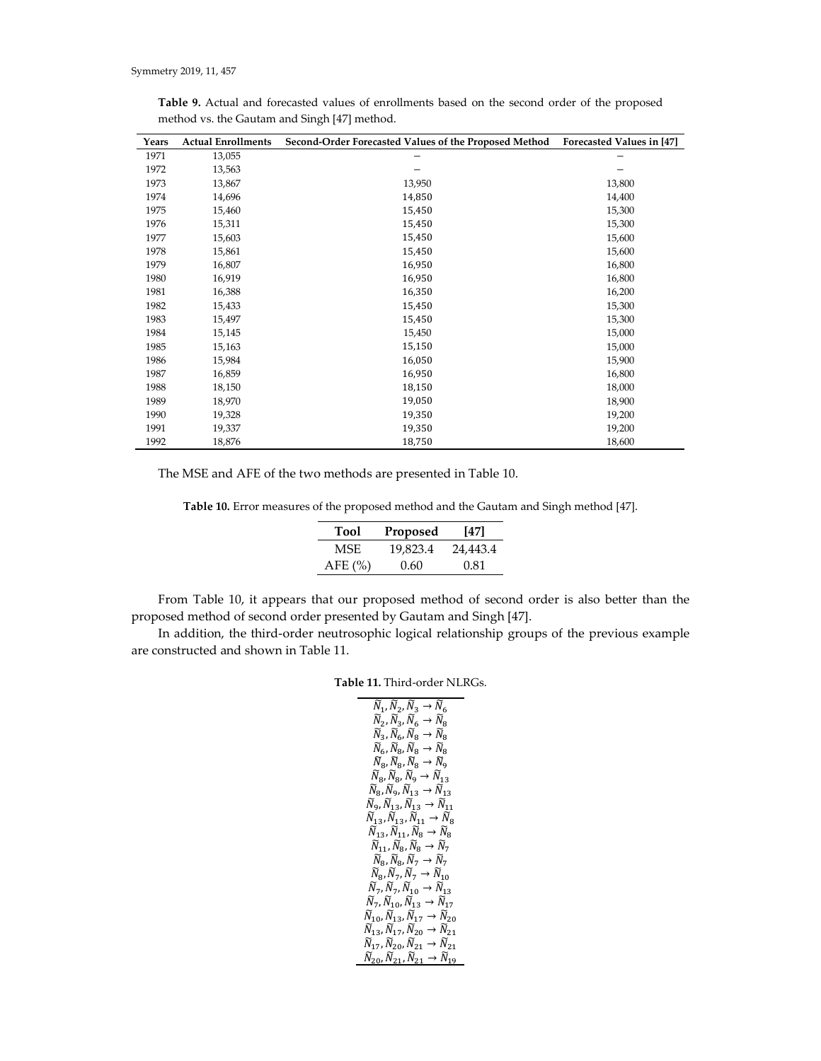**Table 9.** Actual and forecasted values of enrollments based on the second order of the proposed method vs. the Gautam and Singh [47] method.

| Years | Actual Enrollments | Second-Order Forecasted Values of the Proposed Method | Forecasted Values in [47] |
|---|---|---|---|
| 1971 | 13,055 | – | – |
| 1972 | 13,563 | – | – |
| 1973 | 13,867 | 13,950 | 13,800 |
| 1974 | 14,696 | 14,850 | 14,400 |
| 1975 | 15,460 | 15,450 | 15,300 |
| 1976 | 15,311 | 15,450 | 15,300 |
| 1977 | 15,603 | 15,450 | 15,600 |
| 1978 | 15,861 | 15,450 | 15,600 |
| 1979 | 16,807 | 16,950 | 16,800 |
| 1980 | 16,919 | 16,950 | 16,800 |
| 1981 | 16,388 | 16,350 | 16,200 |
| 1982 | 15,433 | 15,450 | 15,300 |
| 1983 | 15,497 | 15,450 | 15,300 |
| 1984 | 15,145 | 15,450 | 15,000 |
| 1985 | 15,163 | 15,150 | 15,000 |
| 1986 | 15,984 | 16,050 | 15,900 |
| 1987 | 16,859 | 16,950 | 16,800 |
| 1988 | 18,150 | 18,150 | 18,000 |
| 1989 | 18,970 | 19,050 | 18,900 |
| 1990 | 19,328 | 19,350 | 19,200 |
| 1991 | 19,337 | 19,350 | 19,200 |
| 1992 | 18,876 | 18,750 | 18,600 |

The MSE and AFE of the two methods are presented in Table 10.

**Table 10.** Error measures of the proposed method and the Gautam and Singh method [47].

| Tool | Proposed | [47] |
|---|---|---|
| MSE | 19,823.4 | 24,443.4 |
| AFE (%) | 0.60 | 0.81 |

From Table 10, it appears that our proposed method of second order is also better than the proposed method of second order presented by Gautam and Singh [47].

In addition, the third-order neutrosophic logical relationship groups of the previous example are constructed and shown in Table 11.

**Table 11.** Third-order NLRGs.

| |
|---|
| $\widetilde{N}_1, \widetilde{N}_2, \widetilde{N}_3 \rightarrow \widetilde{N}_6$ |
| $\widetilde{N}_2, \widetilde{N}_3, \widetilde{N}_6 \rightarrow \widetilde{N}_8$ |
| $\widetilde{N}_3, \widetilde{N}_6, \widetilde{N}_8 \rightarrow \widetilde{N}_8$ |
| $\widetilde{N}_6, \widetilde{N}_8, \widetilde{N}_8 \rightarrow \widetilde{N}_8$ |
| $\widetilde{N}_8, \widetilde{N}_8, \widetilde{N}_8 \rightarrow \widetilde{N}_9$ |
| $\widetilde{N}_8, \widetilde{N}_8, \widetilde{N}_9 \rightarrow \widetilde{N}_{13}$ |
| $\widetilde{N}_8, \widetilde{N}_9, \widetilde{N}_{13} \rightarrow \widetilde{N}_{13}$ |
| $\widetilde{N}_9, \widetilde{N}_{13}, \widetilde{N}_{13} \rightarrow \widetilde{N}_{11}$ |
| $\widetilde{N}_{13}, \widetilde{N}_{13}, \widetilde{N}_{11} \rightarrow \widetilde{N}_8$ |
| $\widetilde{N}_{13}, \widetilde{N}_{11}, \widetilde{N}_8 \rightarrow \widetilde{N}_8$ |
| $\widetilde{N}_{11}, \widetilde{N}_8, \widetilde{N}_8 \rightarrow \widetilde{N}_7$ |
| $\widetilde{N}_8, \widetilde{N}_8, \widetilde{N}_7 \rightarrow \widetilde{N}_7$ |
| $\widetilde{N}_8, \widetilde{N}_7, \widetilde{N}_7 \rightarrow \widetilde{N}_{10}$ |
| $\widetilde{N}_7, \widetilde{N}_7, \widetilde{N}_{10} \rightarrow \widetilde{N}_{13}$ |
| $\widetilde{N}_7, \widetilde{N}_{10}, \widetilde{N}_{13} \rightarrow \widetilde{N}_{17}$ |
| $\widetilde{N}_{10}, \widetilde{N}_{13}, \widetilde{N}_{17} \rightarrow \widetilde{N}_{20}$ |
| $\widetilde{N}_{13}, \widetilde{N}_{17}, \widetilde{N}_{20} \rightarrow \widetilde{N}_{21}$ |
| $\widetilde{N}_{17}, \widetilde{N}_{20}, \widetilde{N}_{21} \rightarrow \widetilde{N}_{21}$ |
| $\widetilde{N}_{20}, \widetilde{N}_{21}, \widetilde{N}_{21} \rightarrow \widetilde{N}_{19}$ |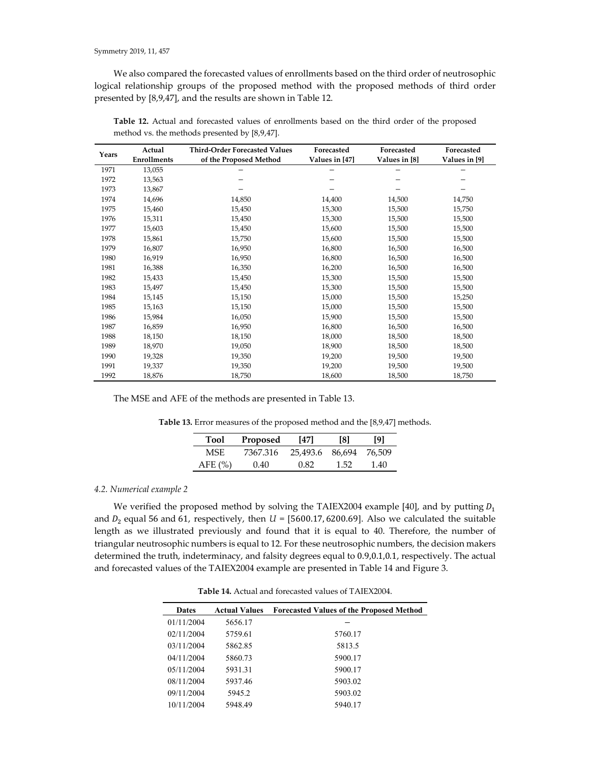We also compared the forecasted values of enrollments based on the third order of neutrosophic logical relationship groups of the proposed method with the proposed methods of third order presented by [8,9,47], and the results are shown in Table 12.

**Table 12.** Actual and forecasted values of enrollments based on the third order of the proposed method vs. the methods presented by [8,9,47].

| Years | Actual Enrollments | Third-Order Forecasted Values of the Proposed Method | Forecasted Values in [47] | Forecasted Values in [8] | Forecasted Values in [9] |
|---|---|---|---|---|---|
| 1971 | 13,055 | – | – | – | – |
| 1972 | 13,563 | – | – | – | – |
| 1973 | 13,867 | – | – | – | – |
| 1974 | 14,696 | 14,850 | 14,400 | 14,500 | 14,750 |
| 1975 | 15,460 | 15,450 | 15,300 | 15,500 | 15,750 |
| 1976 | 15,311 | 15,450 | 15,300 | 15,500 | 15,500 |
| 1977 | 15,603 | 15,450 | 15,600 | 15,500 | 15,500 |
| 1978 | 15,861 | 15,750 | 15,600 | 15,500 | 15,500 |
| 1979 | 16,807 | 16,950 | 16,800 | 16,500 | 16,500 |
| 1980 | 16,919 | 16,950 | 16,800 | 16,500 | 16,500 |
| 1981 | 16,388 | 16,350 | 16,200 | 16,500 | 16,500 |
| 1982 | 15,433 | 15,450 | 15,300 | 15,500 | 15,500 |
| 1983 | 15,497 | 15,450 | 15,300 | 15,500 | 15,500 |
| 1984 | 15,145 | 15,150 | 15,000 | 15,500 | 15,250 |
| 1985 | 15,163 | 15,150 | 15,000 | 15,500 | 15,500 |
| 1986 | 15,984 | 16,050 | 15,900 | 15,500 | 15,500 |
| 1987 | 16,859 | 16,950 | 16,800 | 16,500 | 16,500 |
| 1988 | 18,150 | 18,150 | 18,000 | 18,500 | 18,500 |
| 1989 | 18,970 | 19,050 | 18,900 | 18,500 | 18,500 |
| 1990 | 19,328 | 19,350 | 19,200 | 19,500 | 19,500 |
| 1991 | 19,337 | 19,350 | 19,200 | 19,500 | 19,500 |
| 1992 | 18,876 | 18,750 | 18,600 | 18,500 | 18,750 |

The MSE and AFE of the methods are presented in Table 13.

**Table 13.** Error measures of the proposed method and the [8,9,47] methods.

| Tool | Proposed | [47] | [8] | [9] |
|---|---|---|---|---|
| MSE | 7367.316 | 25,493.6 | 86,694 | 76,509 |
| AFE (%) | 0.40 | 0.82 | 1.52 | 1.40 |

### *4.2. Numerical example 2*

We verified the proposed method by solving the TAIEX2004 example [40], and by putting $D_1$ and $D_2$ equal 56 and 61, respectively, then $U = [5600.17, 6200.69]$. Also we calculated the suitable length as we illustrated previously and found that it is equal to 40. Therefore, the number of triangular neutrosophic numbers is equal to 12. For these neutrosophic numbers, the decision makers determined the truth, indeterminacy, and falsity degrees equal to 0.9,0.1,0.1, respectively. The actual and forecasted values of the TAIEX2004 example are presented in Table 14 and Figure 3.

**Table 14.** Actual and forecasted values of TAIEX2004.

| Dates | Actual Values | Forecasted Values of the Proposed Method |
|---|---|---|
| 01/11/2004 | 5656.17 | – |
| 02/11/2004 | 5759.61 | 5760.17 |
| 03/11/2004 | 5862.85 | 5813.5 |
| 04/11/2004 | 5860.73 | 5900.17 |
| 05/11/2004 | 5931.31 | 5900.17 |
| 08/11/2004 | 5937.46 | 5903.02 |
| 09/11/2004 | 5945.2 | 5903.02 |
| 10/11/2004 | 5948.49 | 5940.17 |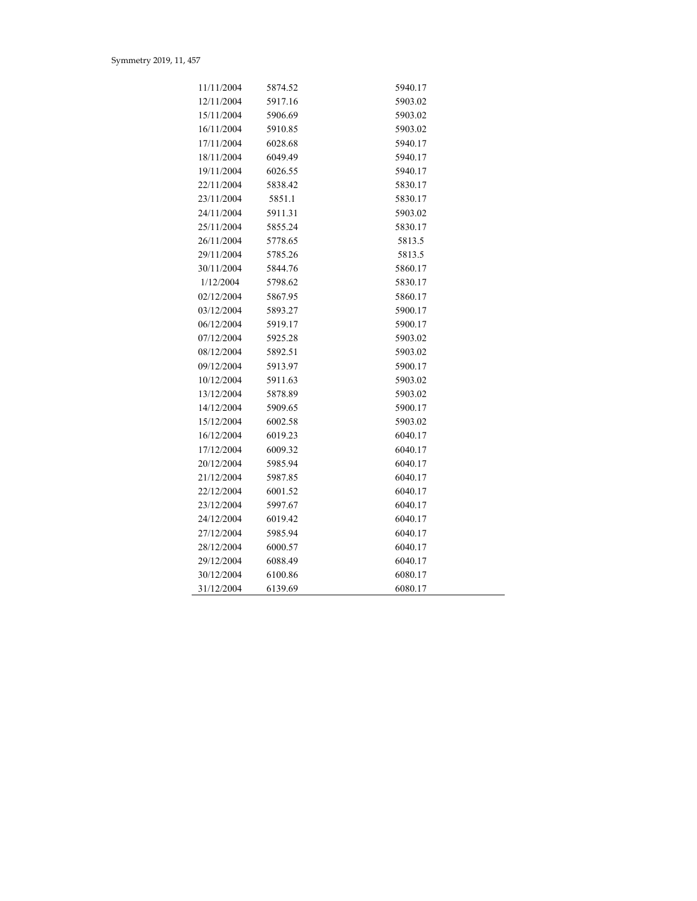| | | |
|---|---|---|
| 11/11/2004 | 5874.52 | 5940.17 |
| 12/11/2004 | 5917.16 | 5903.02 |
| 15/11/2004 | 5906.69 | 5903.02 |
| 16/11/2004 | 5910.85 | 5903.02 |
| 17/11/2004 | 6028.68 | 5940.17 |
| 18/11/2004 | 6049.49 | 5940.17 |
| 19/11/2004 | 6026.55 | 5940.17 |
| 22/11/2004 | 5838.42 | 5830.17 |
| 23/11/2004 | 5851.1 | 5830.17 |
| 24/11/2004 | 5911.31 | 5903.02 |
| 25/11/2004 | 5855.24 | 5830.17 |
| 26/11/2004 | 5778.65 | 5813.5 |
| 29/11/2004 | 5785.26 | 5813.5 |
| 30/11/2004 | 5844.76 | 5860.17 |
| 1/12/2004 | 5798.62 | 5830.17 |
| 02/12/2004 | 5867.95 | 5860.17 |
| 03/12/2004 | 5893.27 | 5900.17 |
| 06/12/2004 | 5919.17 | 5900.17 |
| 07/12/2004 | 5925.28 | 5903.02 |
| 08/12/2004 | 5892.51 | 5903.02 |
| 09/12/2004 | 5913.97 | 5900.17 |
| 10/12/2004 | 5911.63 | 5903.02 |
| 13/12/2004 | 5878.89 | 5903.02 |
| 14/12/2004 | 5909.65 | 5900.17 |
| 15/12/2004 | 6002.58 | 5903.02 |
| 16/12/2004 | 6019.23 | 6040.17 |
| 17/12/2004 | 6009.32 | 6040.17 |
| 20/12/2004 | 5985.94 | 6040.17 |
| 21/12/2004 | 5987.85 | 6040.17 |
| 22/12/2004 | 6001.52 | 6040.17 |
| 23/12/2004 | 5997.67 | 6040.17 |
| 24/12/2004 | 6019.42 | 6040.17 |
| 27/12/2004 | 5985.94 | 6040.17 |
| 28/12/2004 | 6000.57 | 6040.17 |
| 29/12/2004 | 6088.49 | 6040.17 |
| 30/12/2004 | 6100.86 | 6080.17 |
| 31/12/2004 | 6139.69 | 6080.17 |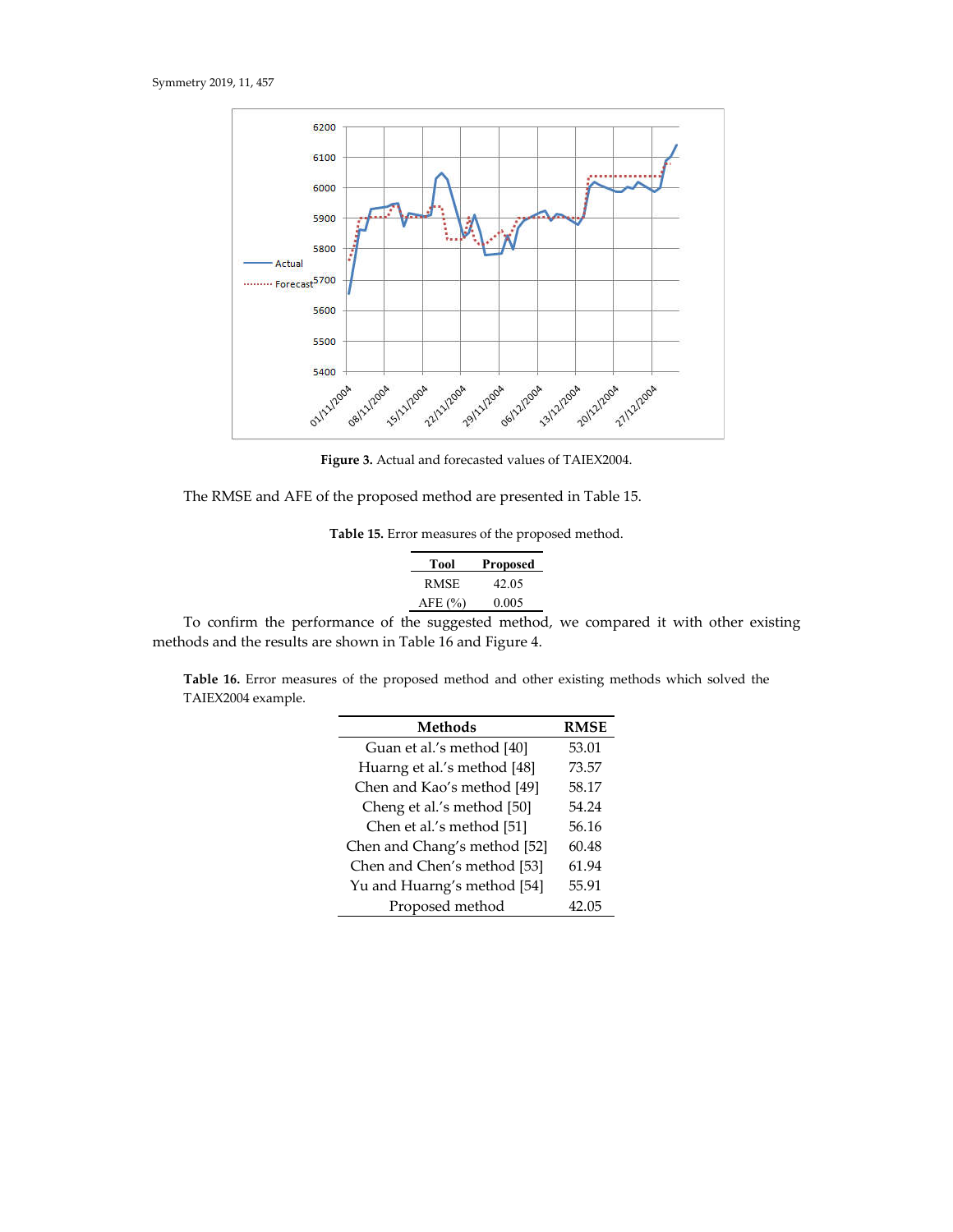Figure 3. Actual and forecasted values of TAIEX2004.

The RMSE and AFE of the proposed method are presented in Table 15.

**Table 15.** Error measures of the proposed method.

| Tool | Proposed |
|---|---|
| RMSE | 42.05 |
| AFE (%) | 0.005 |

To confirm the performance of the suggested method, we compared it with other existing methods and the results are shown in Table 16 and Figure 4.

**Table 16.** Error measures of the proposed method and other existing methods which solved the TAIEX2004 example.

| Methods | RMSE |
|---|---|
| Guan et al.'s method [40] | 53.01 |
| Huarng et al.'s method [48] | 73.57 |
| Chen and Kao's method [49] | 58.17 |
| Cheng et al.'s method [50] | 54.24 |
| Chen et al.'s method [51] | 56.16 |
| Chen and Chang's method [52] | 60.48 |
| Chen and Chen's method [53] | 61.94 |
| Yu and Huarng's method [54] | 55.91 |
| Proposed method | 42.05 |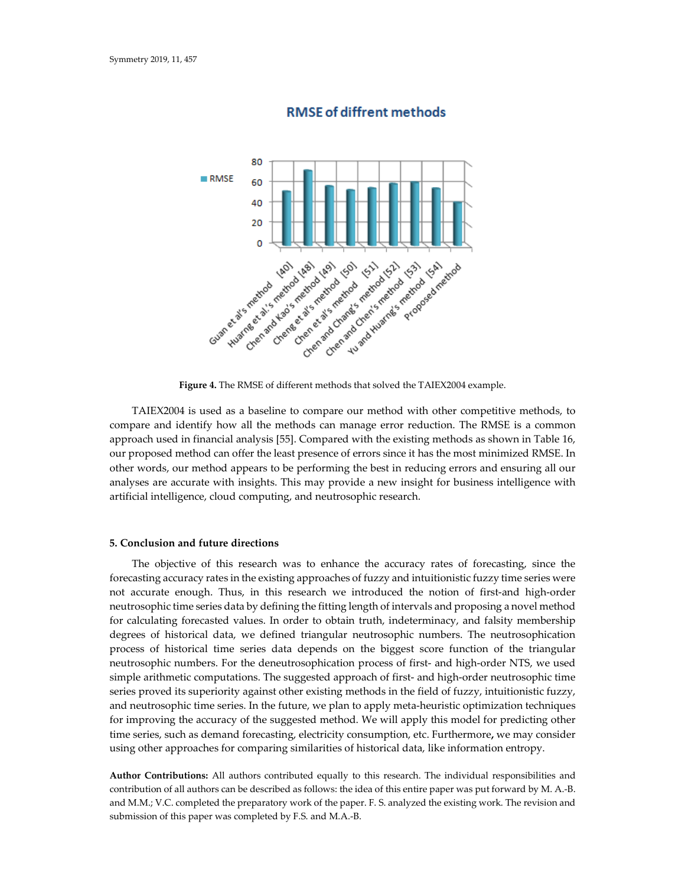RMSE of diffrent methods

RMSE

80
60
40
20
0

Guan et al's method [40]
Huarng et al.'s method [48]
Chen and Kao's method [49]
Cheng et al's method [50]
Chen et al's method [51]
Chen and Chang's method [52]
Chen and Chen's method [53]
Yu and Huarng's method [54]
Proposed method

**Figure 4.** The RMSE of different methods that solved the TAIEX2004 example.

TAIEX2004 is used as a baseline to compare our method with other competitive methods, to compare and identify how all the methods can manage error reduction. The RMSE is a common approach used in financial analysis [55]. Compared with the existing methods as shown in Table 16, our proposed method can offer the least presence of errors since it has the most minimized RMSE. In other words, our method appears to be performing the best in reducing errors and ensuring all our analyses are accurate with insights. This may provide a new insight for business intelligence with artificial intelligence, cloud computing, and neutrosophic research.

## 5. Conclusion and future directions

The objective of this research was to enhance the accuracy rates of forecasting, since the forecasting accuracy rates in the existing approaches of fuzzy and intuitionistic fuzzy time series were not accurate enough. Thus, in this research we introduced the notion of first-and high-order neutrosophic time series data by defining the fitting length of intervals and proposing a novel method for calculating forecasted values. In order to obtain truth, indeterminacy, and falsity membership degrees of historical data, we defined triangular neutrosophic numbers. The neutrosophication process of historical time series data depends on the biggest score function of the triangular neutrosophic numbers. For the deneutrosophication process of first- and high-order NTS, we used simple arithmetic computations. The suggested approach of first- and high-order neutrosophic time series proved its superiority against other existing methods in the field of fuzzy, intuitionistic fuzzy, and neutrosophic time series. In the future, we plan to apply meta-heuristic optimization techniques for improving the accuracy of the suggested method. We will apply this model for predicting other time series, such as demand forecasting, electricity consumption, etc. Furthermore**,** we may consider using other approaches for comparing similarities of historical data, like information entropy.

**Author Contributions:** All authors contributed equally to this research. The individual responsibilities and contribution of all authors can be described as follows: the idea of this entire paper was put forward by M. A.-B. and M.M.; V.C. completed the preparatory work of the paper. F. S. analyzed the existing work. The revision and submission of this paper was completed by F.S. and M.A.-B.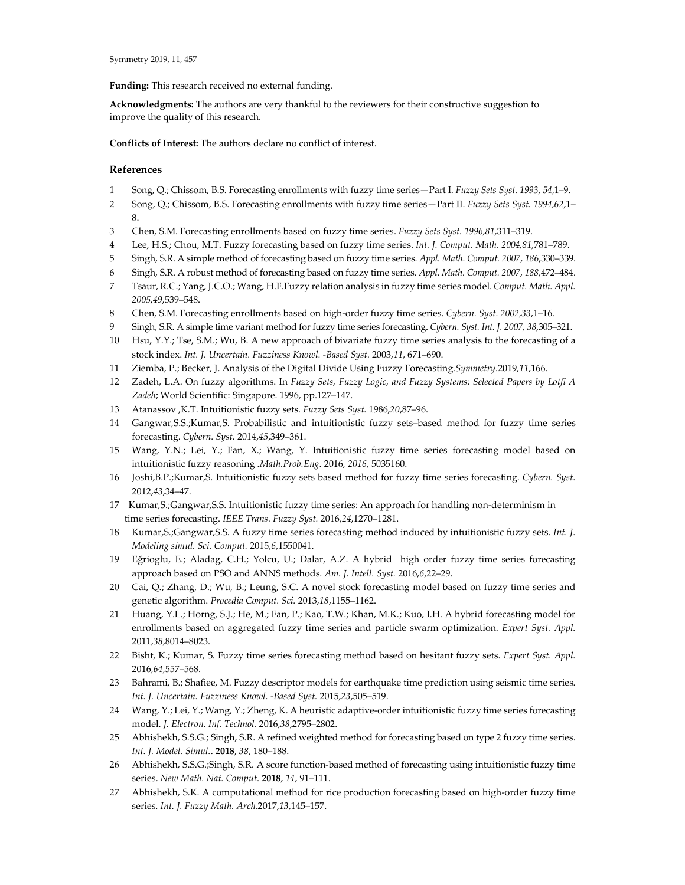**Funding:** This research received no external funding.

**Acknowledgments:** The authors are very thankful to the reviewers for their constructive suggestion to improve the quality of this research.

**Conflicts of Interest:** The authors declare no conflict of interest.

## References

1. Song, Q.; Chissom, B.S. Forecasting enrollments with fuzzy time series—Part I. *Fuzzy Sets Syst. 1993, 54*,1–9.
2. Song, Q.; Chissom, B.S. Forecasting enrollments with fuzzy time series—Part II. *Fuzzy Sets Syst. 1994,62*,1–8.
3. Chen, S.M. Forecasting enrollments based on fuzzy time series. *Fuzzy Sets Syst. 1996,81*,311–319.
4. Lee, H.S.; Chou, M.T. Fuzzy forecasting based on fuzzy time series. *Int. J. Comput. Math. 2004,81*,781–789.
5. Singh, S.R. A simple method of forecasting based on fuzzy time series. *Appl. Math. Comput. 2007*, *186*,330–339.
6. Singh, S.R. A robust method of forecasting based on fuzzy time series. *Appl. Math. Comput. 2007*, *188*,472–484.
7. Tsaur, R.C.; Yang, J.C.O.; Wang, H.F.Fuzzy relation analysis in fuzzy time series model. *Comput. Math. Appl. 2005*,*49*,539–548.
8. Chen, S.M. Forecasting enrollments based on high-order fuzzy time series. *Cybern. Syst. 2002,33*,1–16.
9. Singh, S.R. A simple time variant method for fuzzy time series forecasting. *Cybern. Syst. Int. J. 2007, 38*,305–321.
10. Hsu, Y.Y.; Tse, S.M.; Wu, B. A new approach of bivariate fuzzy time series analysis to the forecasting of a stock index. *Int. J. Uncertain. Fuzziness Knowl. -Based Syst*. 2003,*11*, 671–690.
11. Ziemba, P.; Becker, J. Analysis of the Digital Divide Using Fuzzy Forecasting.*Symmetry*.2019,*11*,166.
12. Zadeh, L.A. On fuzzy algorithms. In *Fuzzy Sets, Fuzzy Logic, and Fuzzy Systems: Selected Papers by Lotfi A Zadeh*; World Scientific: Singapore. 1996, pp.127–147.
13. Atanassov ,K.T. Intuitionistic fuzzy sets. *Fuzzy Sets Syst.* 1986,*20*,87–96.
14. Gangwar,S.S.;Kumar,S. Probabilistic and intuitionistic fuzzy sets–based method for fuzzy time series forecasting. *Cybern. Syst.* 2014,*45*,349–361.
15. Wang, Y.N.; Lei, Y.; Fan, X.; Wang, Y. Intuitionistic fuzzy time series forecasting model based on intuitionistic fuzzy reasoning .*Math.Prob.Eng.* 2016, *2016*, 5035160.
16. Joshi,B.P.;Kumar,S. Intuitionistic fuzzy sets based method for fuzzy time series forecasting. *Cybern. Syst.* 2012,*43*,34–47.
17. Kumar,S.;Gangwar,S.S. Intuitionistic fuzzy time series: An approach for handling non-determinism in time series forecasting. *IEEE Trans. Fuzzy Syst.* 2016,*24*,1270–1281.
18. Kumar,S.;Gangwar,S.S. A fuzzy time series forecasting method induced by intuitionistic fuzzy sets. *Int. J. Modeling simul. Sci. Comput.* 2015,*6*,1550041.
19. Eğrioglu, E.; Aladag, C.H.; Yolcu, U.; Dalar, A.Z. A hybrid high order fuzzy time series forecasting approach based on PSO and ANNS methods. *Am. J. Intell. Syst.* 2016,*6*,22–29.
20. Cai, Q.; Zhang, D.; Wu, B.; Leung, S.C. A novel stock forecasting model based on fuzzy time series and genetic algorithm. *Procedia Comput. Sci.* 2013,*18*,1155–1162.
21. Huang, Y.L.; Horng, S.J.; He, M.; Fan, P.; Kao, T.W.; Khan, M.K.; Kuo, I.H. A hybrid forecasting model for enrollments based on aggregated fuzzy time series and particle swarm optimization. *Expert Syst. Appl.* 2011,*38*,8014–8023.
22. Bisht, K.; Kumar, S. Fuzzy time series forecasting method based on hesitant fuzzy sets. *Expert Syst. Appl.* 2016,*64*,557–568.
23. Bahrami, B.; Shafiee, M. Fuzzy descriptor models for earthquake time prediction using seismic time series. *Int. J. Uncertain. Fuzziness Knowl. -Based Syst.* 2015,*23*,505–519.
24. Wang, Y.; Lei, Y.; Wang, Y.; Zheng, K. A heuristic adaptive-order intuitionistic fuzzy time series forecasting model. *J. Electron. Inf. Technol.* 2016,*38*,2795–2802.
25. Abhishekh, S.S.G.; Singh, S.R. A refined weighted method for forecasting based on type 2 fuzzy time series. *Int. J. Model. Simul.*. **2018**, *38*, 180–188.
26. Abhishekh, S.S.G.;Singh, S.R. A score function-based method of forecasting using intuitionistic fuzzy time series. *New Math. Nat. Comput*. **2018**, *14*, 91–111.
27. Abhishekh, S.K. A computational method for rice production forecasting based on high-order fuzzy time series. *Int. J. Fuzzy Math. Arch.*2017,*13*,145–157.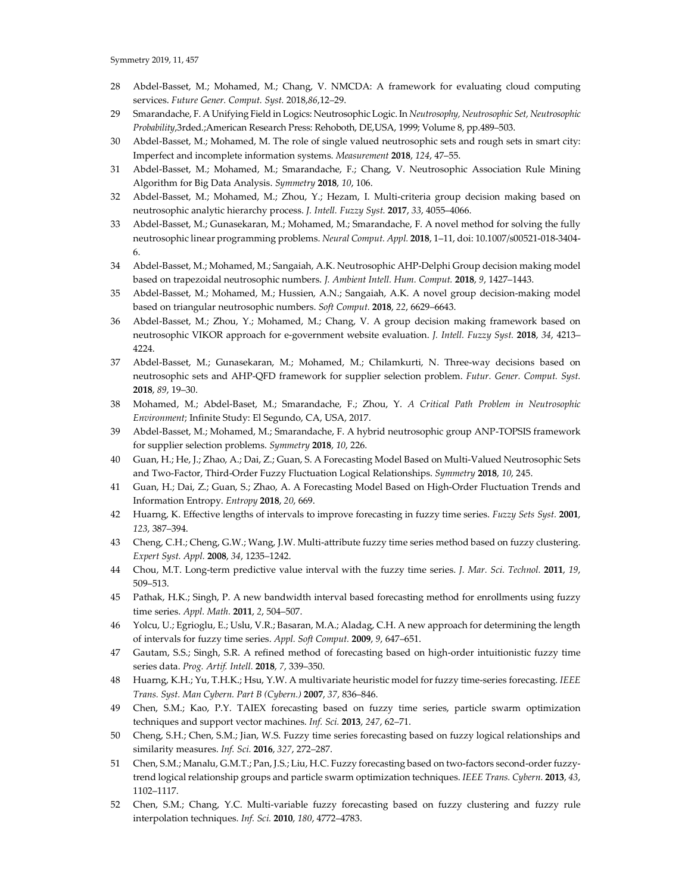28 Abdel-Basset, M.; Mohamed, M.; Chang, V. NMCDA: A framework for evaluating cloud computing services. *Future Gener. Comput. Syst.* 2018,*86*,12–29.

29 Smarandache, F. A Unifying Field in Logics: Neutrosophic Logic. In *Neutrosophy, Neutrosophic Set, Neutrosophic Probability*,3rded.;American Research Press: Rehoboth, DE,USA, 1999; Volume 8, pp.489–503.

30 Abdel-Basset, M.; Mohamed, M. The role of single valued neutrosophic sets and rough sets in smart city: Imperfect and incomplete information systems. *Measurement* **2018**, *124*, 47–55.

31 Abdel-Basset, M.; Mohamed, M.; Smarandache, F.; Chang, V. Neutrosophic Association Rule Mining Algorithm for Big Data Analysis. *Symmetry* **2018**, *10*, 106.

32 Abdel-Basset, M.; Mohamed, M.; Zhou, Y.; Hezam, I. Multi-criteria group decision making based on neutrosophic analytic hierarchy process. *J. Intell. Fuzzy Syst.* **2017**, *33*, 4055–4066.

33 Abdel-Basset, M.; Gunasekaran, M.; Mohamed, M.; Smarandache, F. A novel method for solving the fully neutrosophic linear programming problems. *Neural Comput. Appl.* **2018**, 1–11, doi: 10.1007/s00521-018-3404-6.

34 Abdel-Basset, M.; Mohamed, M.; Sangaiah, A.K. Neutrosophic AHP-Delphi Group decision making model based on trapezoidal neutrosophic numbers. *J. Ambient Intell. Hum. Comput.* **2018**, *9*, 1427–1443.

35 Abdel-Basset, M.; Mohamed, M.; Hussien, A.N.; Sangaiah, A.K. A novel group decision-making model based on triangular neutrosophic numbers. *Soft Comput.* **2018**, *22*, 6629–6643.

36 Abdel-Basset, M.; Zhou, Y.; Mohamed, M.; Chang, V. A group decision making framework based on neutrosophic VIKOR approach for e-government website evaluation. *J. Intell. Fuzzy Syst.* **2018**, *34*, 4213–4224.

37 Abdel-Basset, M.; Gunasekaran, M.; Mohamed, M.; Chilamkurti, N. Three-way decisions based on neutrosophic sets and AHP-QFD framework for supplier selection problem. *Futur. Gener. Comput. Syst.* **2018**, *89*, 19–30.

38 Mohamed, M.; Abdel-Baset, M.; Smarandache, F.; Zhou, Y. *A Critical Path Problem in Neutrosophic Environment*; Infinite Study: El Segundo, CA, USA, 2017.

39 Abdel-Basset, M.; Mohamed, M.; Smarandache, F. A hybrid neutrosophic group ANP-TOPSIS framework for supplier selection problems. *Symmetry* **2018**, *10*, 226.

40 Guan, H.; He, J.; Zhao, A.; Dai, Z.; Guan, S. A Forecasting Model Based on Multi-Valued Neutrosophic Sets and Two-Factor, Third-Order Fuzzy Fluctuation Logical Relationships. *Symmetry* **2018**, *10*, 245.

41 Guan, H.; Dai, Z.; Guan, S.; Zhao, A. A Forecasting Model Based on High-Order Fluctuation Trends and Information Entropy. *Entropy* **2018**, *20*, 669.

42 Huarng, K. Effective lengths of intervals to improve forecasting in fuzzy time series. *Fuzzy Sets Syst.* **2001**, *123*, 387–394.

43 Cheng, C.H.; Cheng, G.W.; Wang, J.W. Multi-attribute fuzzy time series method based on fuzzy clustering. *Expert Syst. Appl.* **2008**, *34*, 1235–1242.

44 Chou, M.T. Long-term predictive value interval with the fuzzy time series. *J. Mar. Sci. Technol.* **2011**, *19*, 509–513.

45 Pathak, H.K.; Singh, P. A new bandwidth interval based forecasting method for enrollments using fuzzy time series. *Appl. Math.* **2011**, *2*, 504–507.

46 Yolcu, U.; Egrioglu, E.; Uslu, V.R.; Basaran, M.A.; Aladag, C.H. A new approach for determining the length of intervals for fuzzy time series. *Appl. Soft Comput.* **2009**, *9*, 647–651.

47 Gautam, S.S.; Singh, S.R. A refined method of forecasting based on high-order intuitionistic fuzzy time series data. *Prog. Artif. Intell.* **2018**, *7*, 339–350.

48 Huarng, K.H.; Yu, T.H.K.; Hsu, Y.W. A multivariate heuristic model for fuzzy time-series forecasting. *IEEE Trans. Syst. Man Cybern. Part B (Cybern.)* **2007**, *37*, 836–846.

49 Chen, S.M.; Kao, P.Y. TAIEX forecasting based on fuzzy time series, particle swarm optimization techniques and support vector machines. *Inf. Sci.* **2013**, *247*, 62–71.

50 Cheng, S.H.; Chen, S.M.; Jian, W.S. Fuzzy time series forecasting based on fuzzy logical relationships and similarity measures. *Inf. Sci.* **2016**, *327*, 272–287.

51 Chen, S.M.; Manalu, G.M.T.; Pan, J.S.; Liu, H.C. Fuzzy forecasting based on two-factors second-order fuzzy-trend logical relationship groups and particle swarm optimization techniques. *IEEE Trans. Cybern.* **2013**, *43*, 1102–1117.

52 Chen, S.M.; Chang, Y.C. Multi-variable fuzzy forecasting based on fuzzy clustering and fuzzy rule interpolation techniques. *Inf. Sci.* **2010**, *180*, 4772–4783.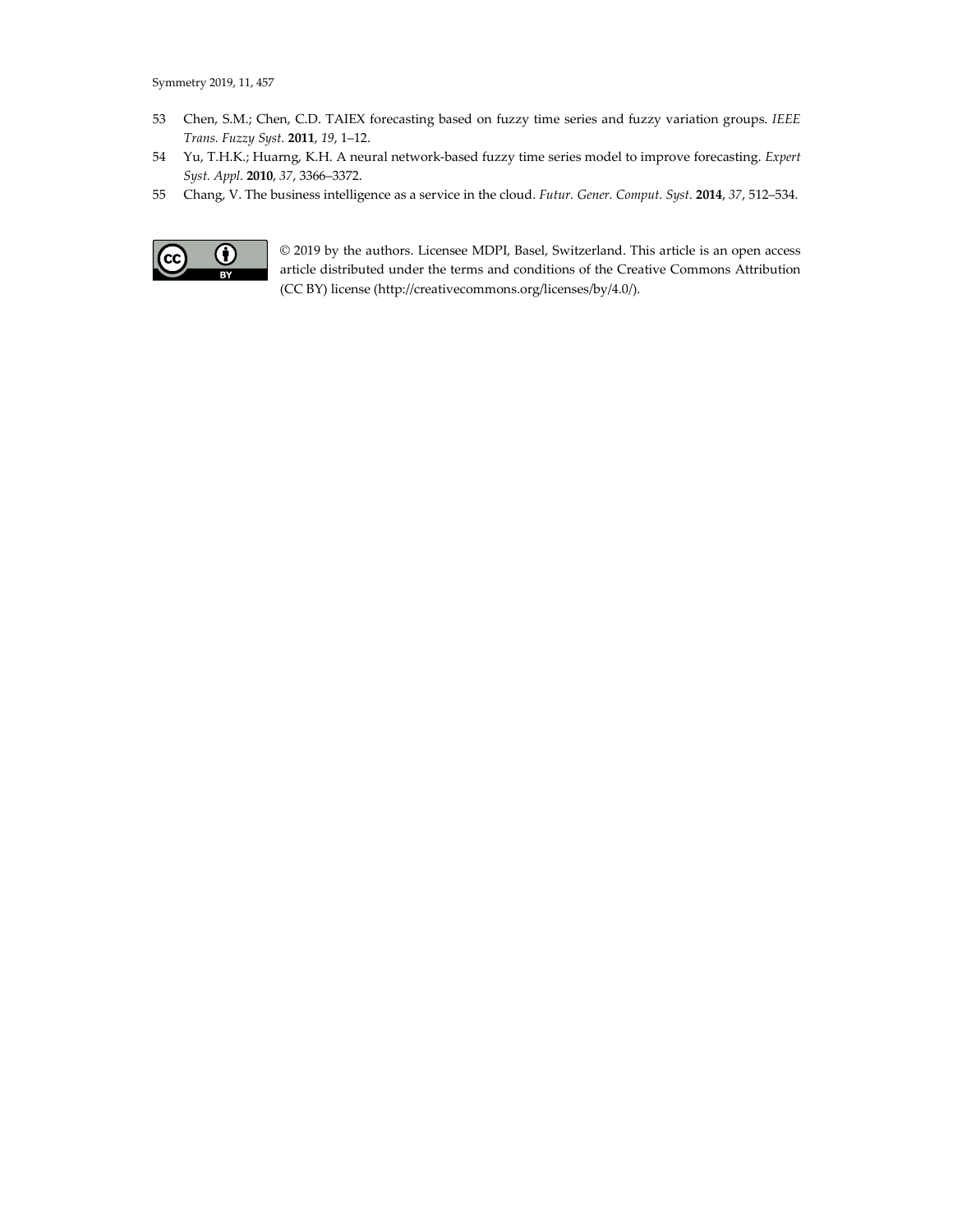53 Chen, S.M.; Chen, C.D. TAIEX forecasting based on fuzzy time series and fuzzy variation groups. *IEEE Trans. Fuzzy Syst.* **2011**, *19*, 1–12.

54 Yu, T.H.K.; Huarng, K.H. A neural network-based fuzzy time series model to improve forecasting. *Expert Syst. Appl.* **2010**, *37*, 3366–3372.

55 Chang, V. The business intelligence as a service in the cloud. *Futur. Gener. Comput. Syst.* **2014**, *37*, 512–534.

© 2019 by the authors. Licensee MDPI, Basel, Switzerland. This article is an open access article distributed under the terms and conditions of the Creative Commons Attribution (CC BY) license (http://creativecommons.org/licenses/by/4.0/).